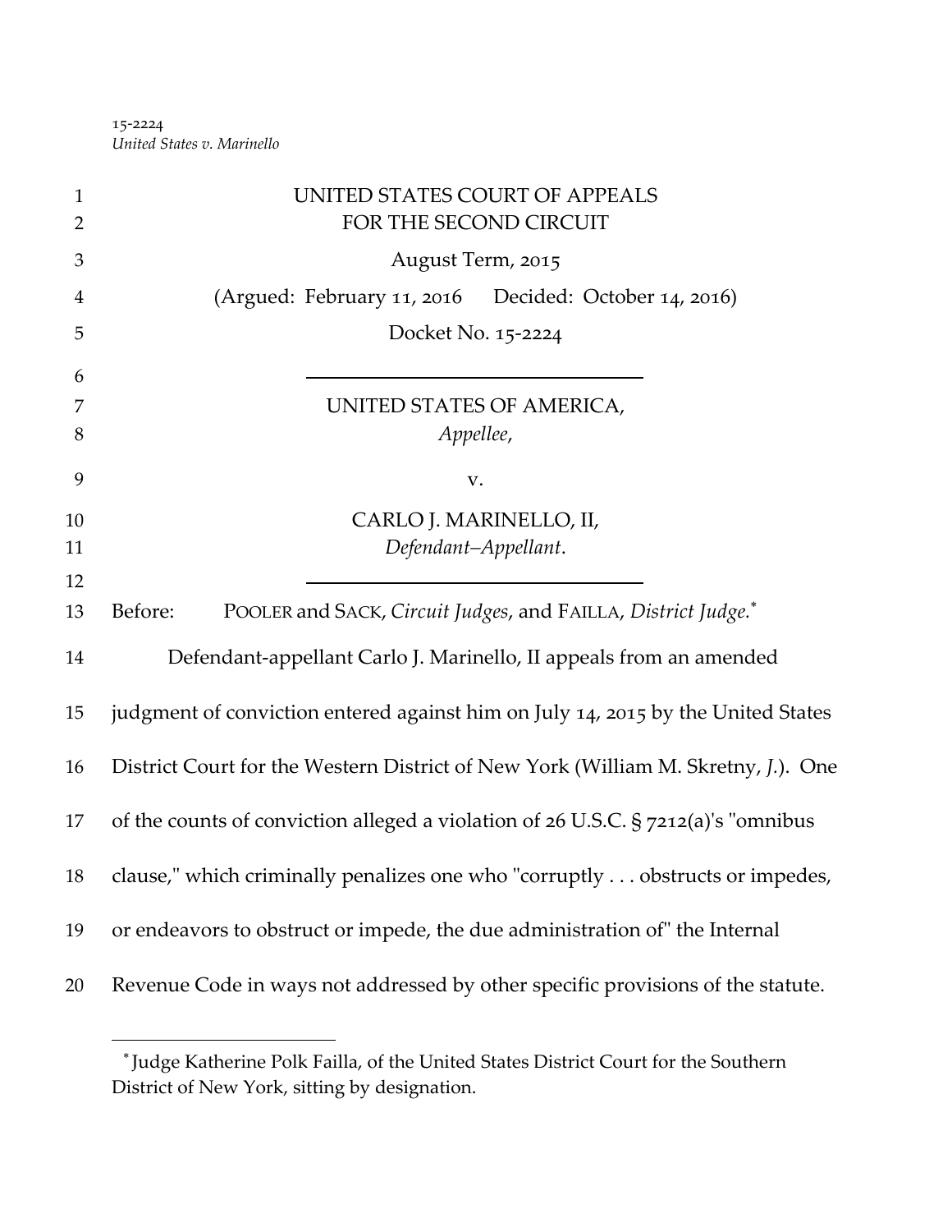15-2224
*United States v. Marinello*

UNITED STATES COURT OF APPEALS
FOR THE SECOND CIRCUIT

August Term, 2015

(Argued: February 11, 2016 Decided: October 14, 2016)

Docket No. 15-2224

---

UNITED STATES OF AMERICA,
*Appellee*,

v.

CARLO J. MARINELLO, II,
*Defendant–Appellant*.

---

Before: POOLER and SACK, *Circuit Judges*, and FAILLA, *District Judge*.[*]

Defendant-appellant Carlo J. Marinello, II appeals from an amended judgment of conviction entered against him on July 14, 2015 by the United States District Court for the Western District of New York (William M. Skretny, *J.*). One of the counts of conviction alleged a violation of 26 U.S.C. § 7212(a)'s "omnibus clause," which criminally penalizes one who "corruptly . . . obstructs or impedes, or endeavors to obstruct or impede, the due administration of" the Internal Revenue Code in ways not addressed by other specific provisions of the statute.

---

[*] Judge Katherine Polk Failla, of the United States District Court for the Southern District of New York, sitting by designation.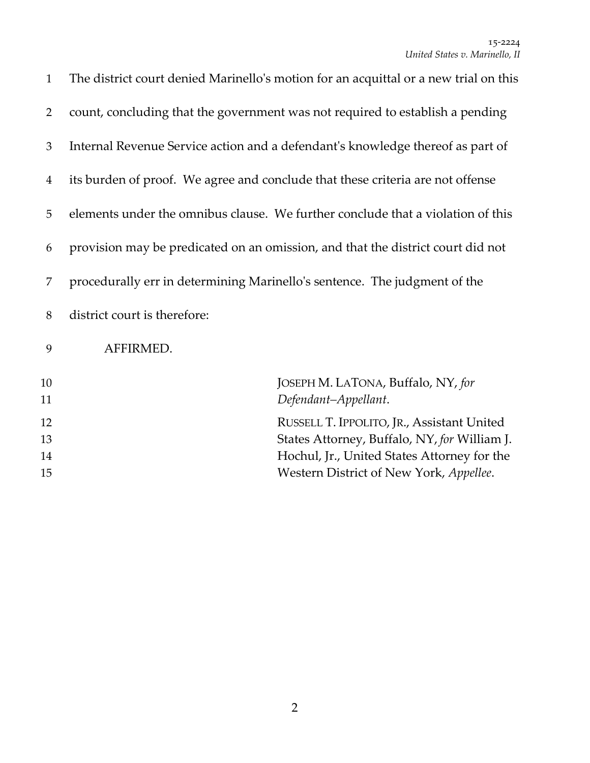The district court denied Marinello's motion for an acquittal or a new trial on this count, concluding that the government was not required to establish a pending Internal Revenue Service action and a defendant's knowledge thereof as part of its burden of proof. We agree and conclude that these criteria are not offense elements under the omnibus clause. We further conclude that a violation of this provision may be predicated on an omission, and that the district court did not procedurally err in determining Marinello's sentence. The judgment of the district court is therefore:

AFFIRMED.

JOSEPH M. LATONA, Buffalo, NY, *for Defendant–Appellant*.

RUSSELL T. IPPOLITO, JR., Assistant United States Attorney, Buffalo, NY, *for* William J. Hochul, Jr., United States Attorney for the Western District of New York, *Appellee*.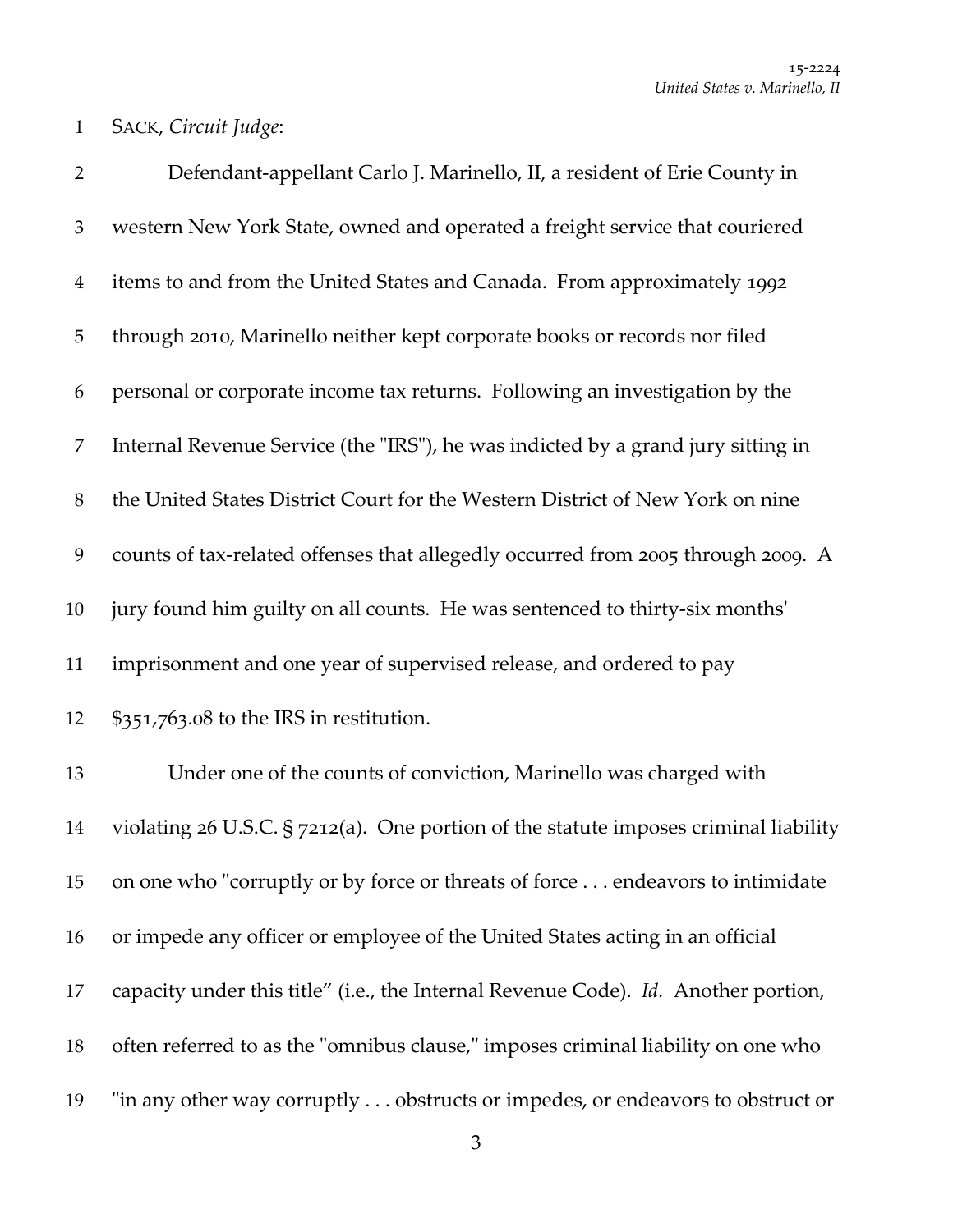SACK, *Circuit Judge*:

Defendant-appellant Carlo J. Marinello, II, a resident of Erie County in western New York State, owned and operated a freight service that couriered items to and from the United States and Canada. From approximately 1992 through 2010, Marinello neither kept corporate books or records nor filed personal or corporate income tax returns. Following an investigation by the Internal Revenue Service (the "IRS"), he was indicted by a grand jury sitting in the United States District Court for the Western District of New York on nine counts of tax-related offenses that allegedly occurred from 2005 through 2009. A jury found him guilty on all counts. He was sentenced to thirty-six months' imprisonment and one year of supervised release, and ordered to pay $351,763.08 to the IRS in restitution.

Under one of the counts of conviction, Marinello was charged with violating 26 U.S.C. § 7212(a). One portion of the statute imposes criminal liability on one who "corruptly or by force or threats of force . . . endeavors to intimidate or impede any officer or employee of the United States acting in an official capacity under this title" (i.e., the Internal Revenue Code). *Id.* Another portion, often referred to as the "omnibus clause," imposes criminal liability on one who "in any other way corruptly . . . obstructs or impedes, or endeavors to obstruct or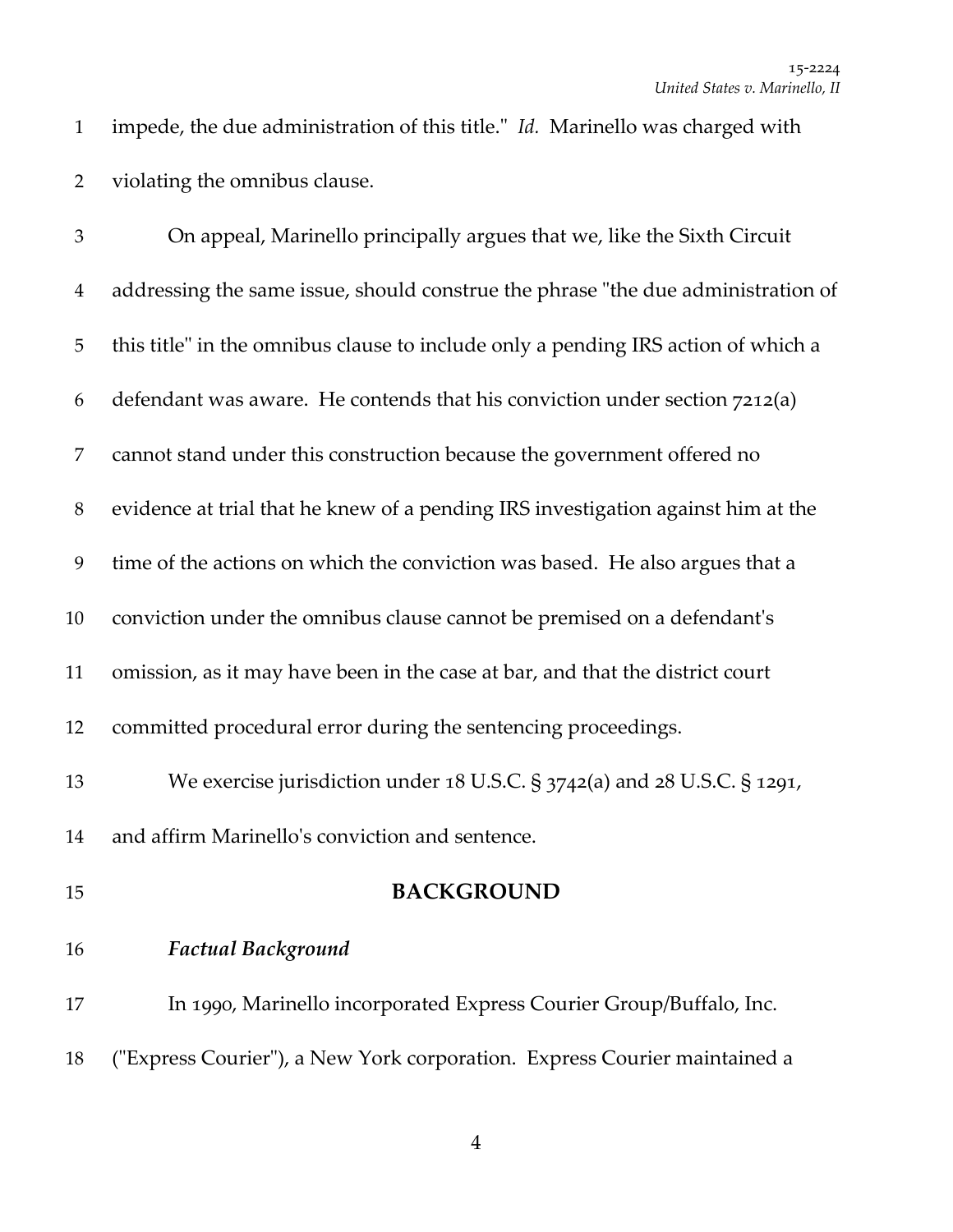impede, the due administration of this title." *Id.* Marinello was charged with violating the omnibus clause.

On appeal, Marinello principally argues that we, like the Sixth Circuit addressing the same issue, should construe the phrase "the due administration of this title" in the omnibus clause to include only a pending IRS action of which a defendant was aware. He contends that his conviction under section 7212(a) cannot stand under this construction because the government offered no evidence at trial that he knew of a pending IRS investigation against him at the time of the actions on which the conviction was based. He also argues that a conviction under the omnibus clause cannot be premised on a defendant's omission, as it may have been in the case at bar, and that the district court committed procedural error during the sentencing proceedings.

We exercise jurisdiction under 18 U.S.C. § 3742(a) and 28 U.S.C. § 1291, and affirm Marinello's conviction and sentence.

## BACKGROUND

### *Factual Background*

In 1990, Marinello incorporated Express Courier Group/Buffalo, Inc. ("Express Courier"), a New York corporation. Express Courier maintained a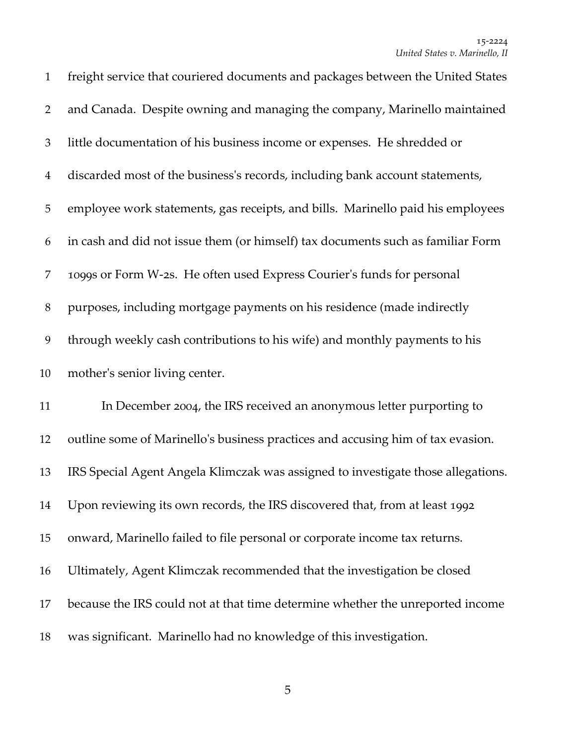freight service that couriered documents and packages between the United States and Canada. Despite owning and managing the company, Marinello maintained little documentation of his business income or expenses. He shredded or discarded most of the business's records, including bank account statements, employee work statements, gas receipts, and bills. Marinello paid his employees in cash and did not issue them (or himself) tax documents such as familiar Form 1099s or Form W-2s. He often used Express Courier's funds for personal purposes, including mortgage payments on his residence (made indirectly through weekly cash contributions to his wife) and monthly payments to his mother's senior living center.

In December 2004, the IRS received an anonymous letter purporting to outline some of Marinello's business practices and accusing him of tax evasion. IRS Special Agent Angela Klimczak was assigned to investigate those allegations. Upon reviewing its own records, the IRS discovered that, from at least 1992 onward, Marinello failed to file personal or corporate income tax returns. Ultimately, Agent Klimczak recommended that the investigation be closed because the IRS could not at that time determine whether the unreported income was significant. Marinello had no knowledge of this investigation.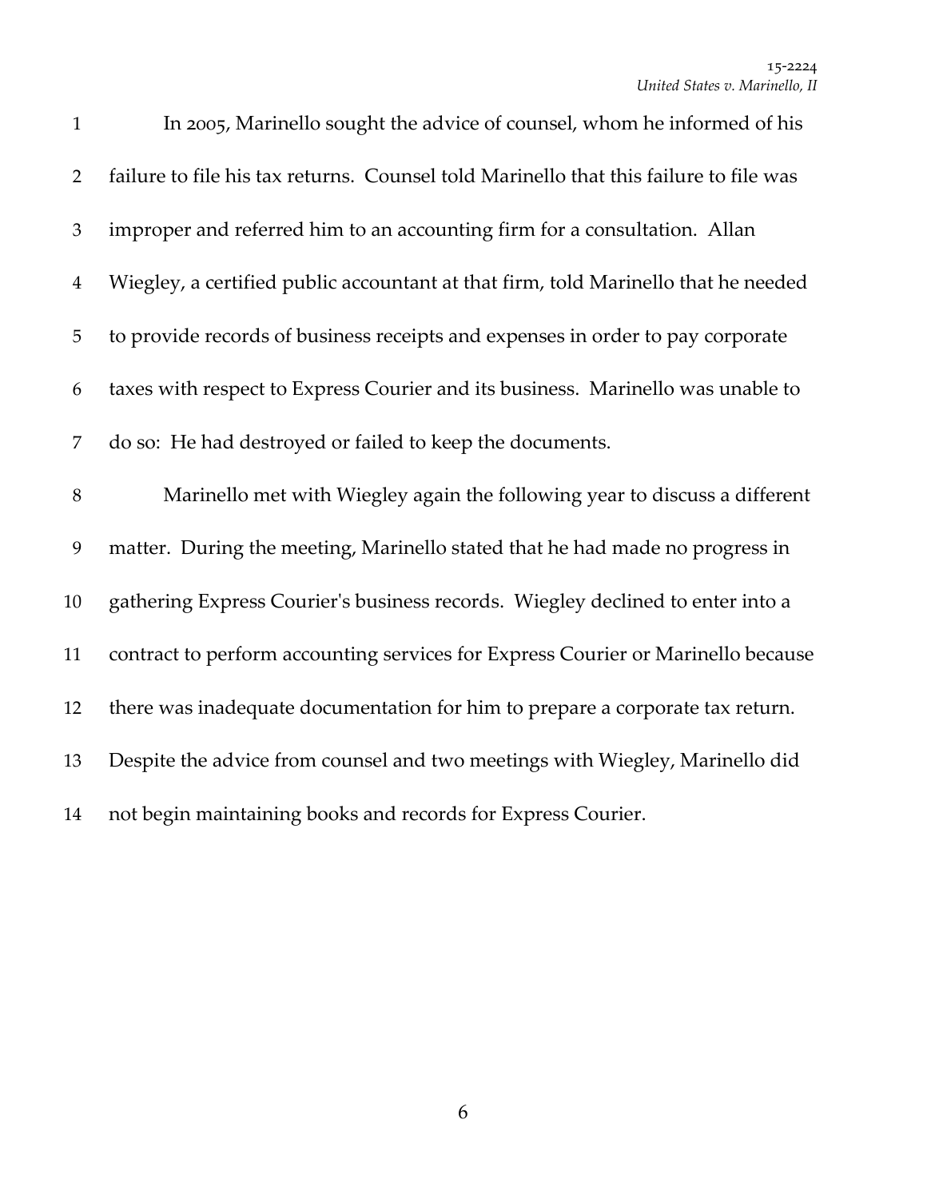In 2005, Marinello sought the advice of counsel, whom he informed of his failure to file his tax returns. Counsel told Marinello that this failure to file was improper and referred him to an accounting firm for a consultation. Allan Wiegley, a certified public accountant at that firm, told Marinello that he needed to provide records of business receipts and expenses in order to pay corporate taxes with respect to Express Courier and its business. Marinello was unable to do so: He had destroyed or failed to keep the documents.

Marinello met with Wiegley again the following year to discuss a different matter. During the meeting, Marinello stated that he had made no progress in gathering Express Courier's business records. Wiegley declined to enter into a contract to perform accounting services for Express Courier or Marinello because there was inadequate documentation for him to prepare a corporate tax return. Despite the advice from counsel and two meetings with Wiegley, Marinello did not begin maintaining books and records for Express Courier.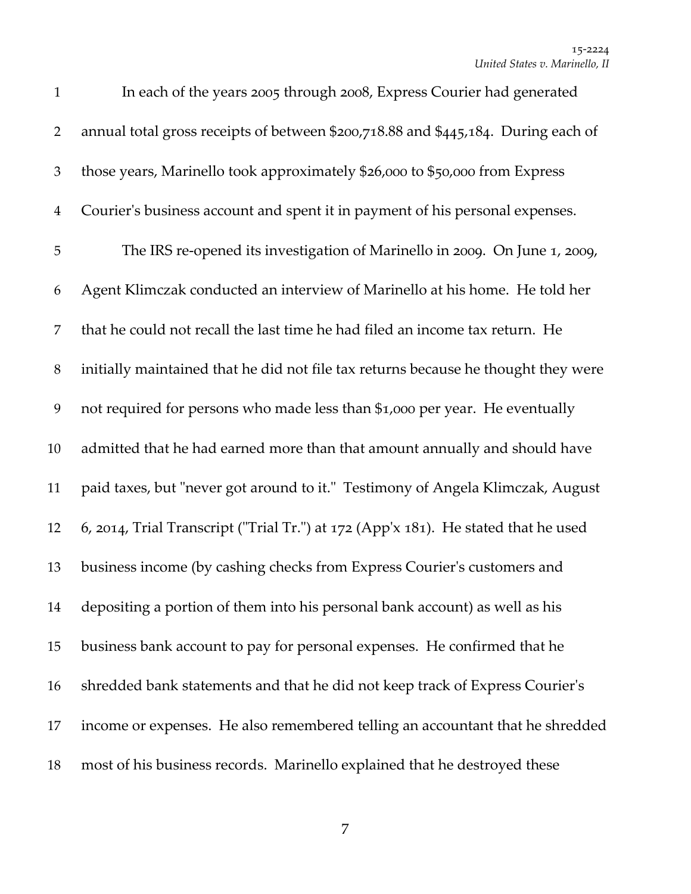In each of the years 2005 through 2008, Express Courier had generated annual total gross receipts of between $200,718.88 and $445,184. During each of those years, Marinello took approximately $26,000 to $50,000 from Express Courier's business account and spent it in payment of his personal expenses.

The IRS re-opened its investigation of Marinello in 2009. On June 1, 2009, Agent Klimczak conducted an interview of Marinello at his home. He told her that he could not recall the last time he had filed an income tax return. He initially maintained that he did not file tax returns because he thought they were not required for persons who made less than $1,000 per year. He eventually admitted that he had earned more than that amount annually and should have paid taxes, but "never got around to it." Testimony of Angela Klimczak, August 6, 2014, Trial Transcript ("Trial Tr.") at 172 (App'x 181). He stated that he used business income (by cashing checks from Express Courier's customers and depositing a portion of them into his personal bank account) as well as his business bank account to pay for personal expenses. He confirmed that he shredded bank statements and that he did not keep track of Express Courier's income or expenses. He also remembered telling an accountant that he shredded most of his business records. Marinello explained that he destroyed these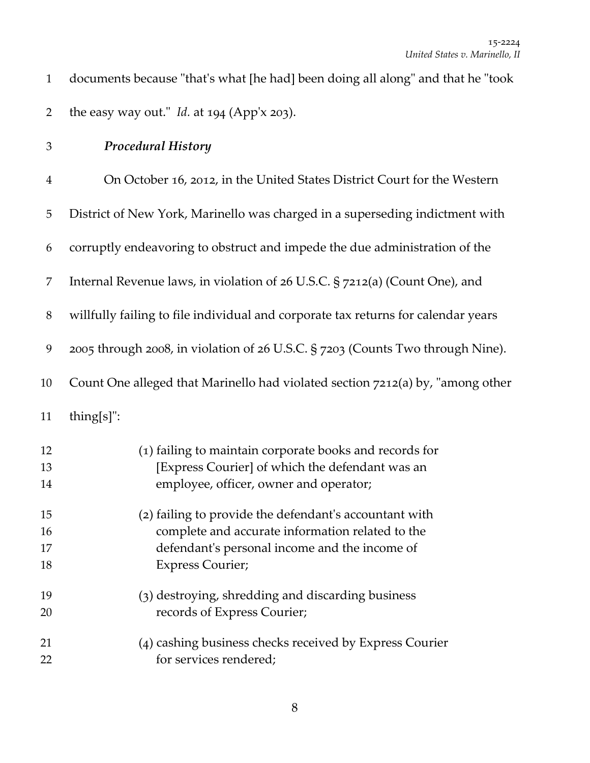documents because "that's what [he had] been doing all along" and that he "took the easy way out." *Id.* at 194 (App'x 203).

***Procedural History***

On October 16, 2012, in the United States District Court for the Western District of New York, Marinello was charged in a superseding indictment with corruptly endeavoring to obstruct and impede the due administration of the Internal Revenue laws, in violation of 26 U.S.C. § 7212(a) (Count One), and willfully failing to file individual and corporate tax returns for calendar years 2005 through 2008, in violation of 26 U.S.C. § 7203 (Counts Two through Nine). Count One alleged that Marinello had violated section 7212(a) by, "among other thing[s]":

> (1) failing to maintain corporate books and records for [Express Courier] of which the defendant was an employee, officer, owner and operator;
>
> (2) failing to provide the defendant's accountant with complete and accurate information related to the defendant's personal income and the income of Express Courier;
>
> (3) destroying, shredding and discarding business records of Express Courier;
>
> (4) cashing business checks received by Express Courier for services rendered;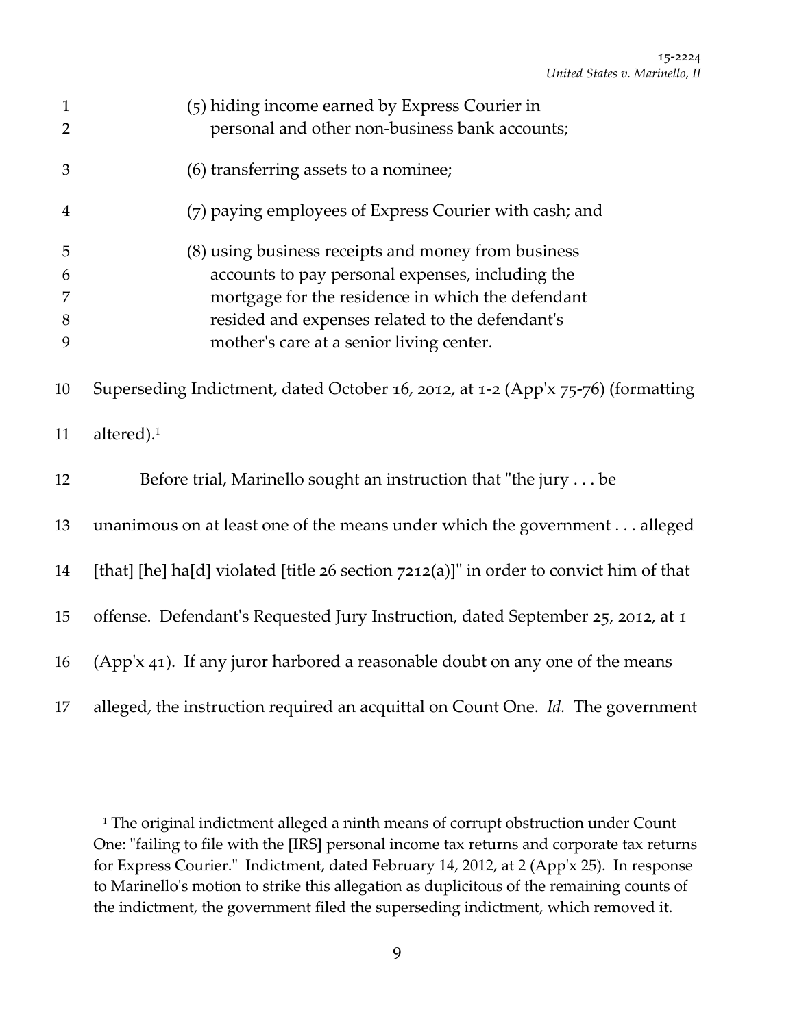(5) hiding income earned by Express Courier in personal and other non-business bank accounts;

(6) transferring assets to a nominee;

(7) paying employees of Express Courier with cash; and

(8) using business receipts and money from business accounts to pay personal expenses, including the mortgage for the residence in which the defendant resided and expenses related to the defendant's mother's care at a senior living center.

Superseding Indictment, dated October 16, 2012, at 1-2 (App'x 75-76) (formatting altered).[1]

Before trial, Marinello sought an instruction that "the jury . . . be unanimous on at least one of the means under which the government . . . alleged [that] [he] ha[d] violated [title 26 section 7212(a)]" in order to convict him of that offense. Defendant's Requested Jury Instruction, dated September 25, 2012, at 1 (App'x 41). If any juror harbored a reasonable doubt on any one of the means alleged, the instruction required an acquittal on Count One. *Id.* The government

---

[1] The original indictment alleged a ninth means of corrupt obstruction under Count One: "failing to file with the [IRS] personal income tax returns and corporate tax returns for Express Courier." Indictment, dated February 14, 2012, at 2 (App'x 25). In response to Marinello's motion to strike this allegation as duplicitous of the remaining counts of the indictment, the government filed the superseding indictment, which removed it.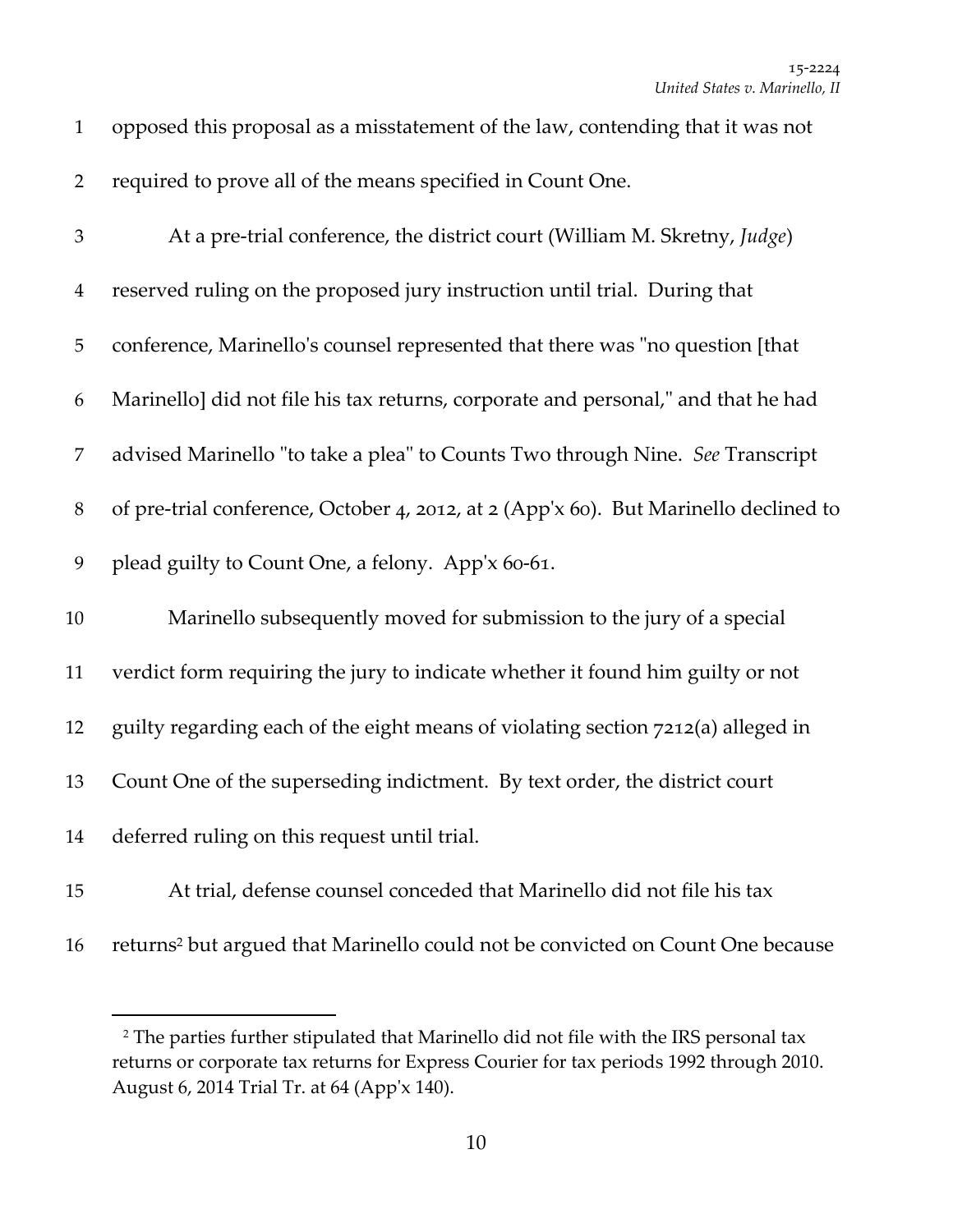opposed this proposal as a misstatement of the law, contending that it was not required to prove all of the means specified in Count One.

At a pre-trial conference, the district court (William M. Skretny, *Judge*) reserved ruling on the proposed jury instruction until trial. During that conference, Marinello's counsel represented that there was "no question [that Marinello] did not file his tax returns, corporate and personal," and that he had advised Marinello "to take a plea" to Counts Two through Nine. *See* Transcript of pre-trial conference, October 4, 2012, at 2 (App'x 60). But Marinello declined to plead guilty to Count One, a felony. App'x 60-61.

Marinello subsequently moved for submission to the jury of a special verdict form requiring the jury to indicate whether it found him guilty or not guilty regarding each of the eight means of violating section 7212(a) alleged in Count One of the superseding indictment. By text order, the district court deferred ruling on this request until trial.

At trial, defense counsel conceded that Marinello did not file his tax returns[2] but argued that Marinello could not be convicted on Count One because

---

[2] The parties further stipulated that Marinello did not file with the IRS personal tax returns or corporate tax returns for Express Courier for tax periods 1992 through 2010. August 6, 2014 Trial Tr. at 64 (App'x 140).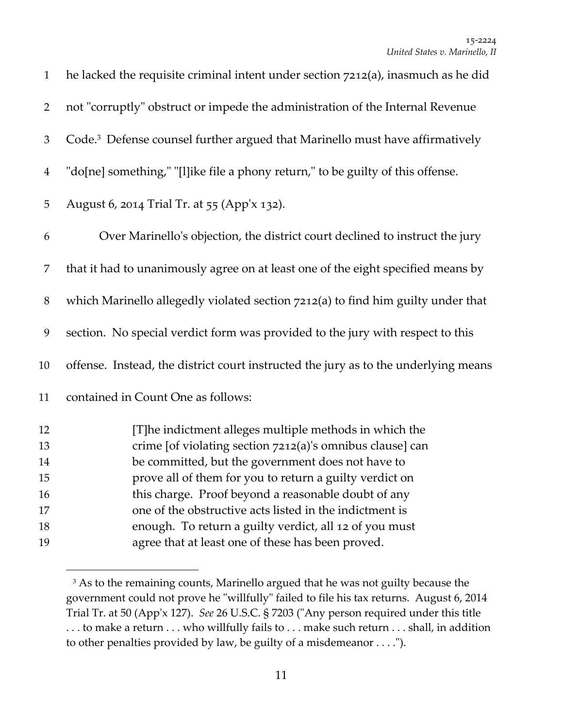he lacked the requisite criminal intent under section 7212(a), inasmuch as he did not "corruptly" obstruct or impede the administration of the Internal Revenue Code.[3] Defense counsel further argued that Marinello must have affirmatively "do[ne] something," "[l]ike file a phony return," to be guilty of this offense. August 6, 2014 Trial Tr. at 55 (App'x 132).

Over Marinello's objection, the district court declined to instruct the jury that it had to unanimously agree on at least one of the eight specified means by which Marinello allegedly violated section 7212(a) to find him guilty under that section. No special verdict form was provided to the jury with respect to this offense. Instead, the district court instructed the jury as to the underlying means contained in Count One as follows:

> [T]he indictment alleges multiple methods in which the crime [of violating section 7212(a)'s omnibus clause] can be committed, but the government does not have to prove all of them for you to return a guilty verdict on this charge. Proof beyond a reasonable doubt of any one of the obstructive acts listed in the indictment is enough. To return a guilty verdict, all 12 of you must agree that at least one of these has been proved.

---

[3] As to the remaining counts, Marinello argued that he was not guilty because the government could not prove he "willfully" failed to file his tax returns. August 6, 2014 Trial Tr. at 50 (App'x 127). *See* 26 U.S.C. § 7203 ("Any person required under this title . . . to make a return . . . who willfully fails to . . . make such return . . . shall, in addition to other penalties provided by law, be guilty of a misdemeanor . . . .").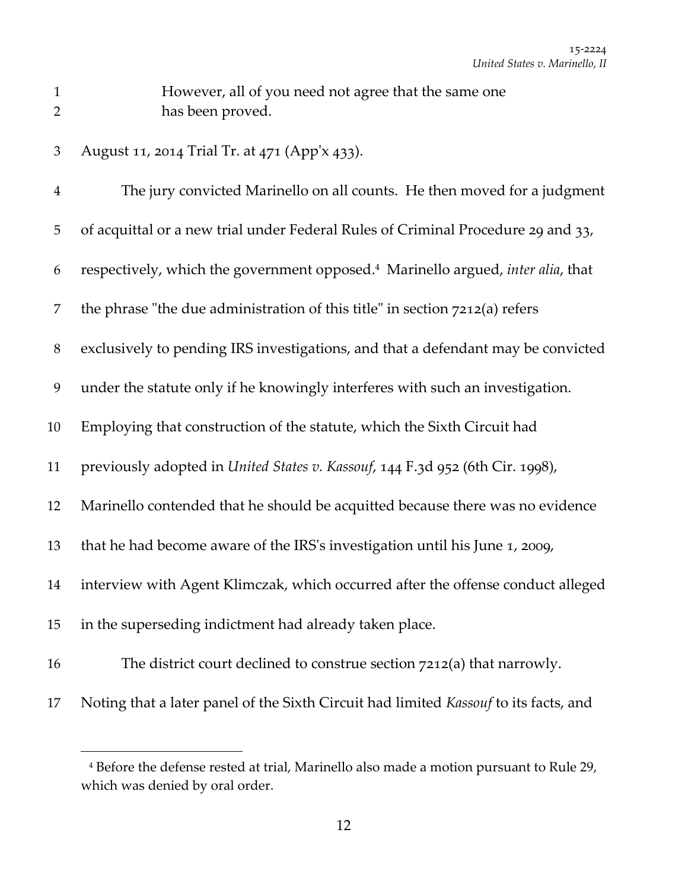> However, all of you need not agree that the same one has been proved.

August 11, 2014 Trial Tr. at 471 (App'x 433).

The jury convicted Marinello on all counts. He then moved for a judgment of acquittal or a new trial under Federal Rules of Criminal Procedure 29 and 33, respectively, which the government opposed.[4] Marinello argued, *inter alia*, that the phrase "the due administration of this title" in section 7212(a) refers exclusively to pending IRS investigations, and that a defendant may be convicted under the statute only if he knowingly interferes with such an investigation. Employing that construction of the statute, which the Sixth Circuit had previously adopted in *United States v. Kassouf*, 144 F.3d 952 (6th Cir. 1998), Marinello contended that he should be acquitted because there was no evidence that he had become aware of the IRS's investigation until his June 1, 2009, interview with Agent Klimczak, which occurred after the offense conduct alleged in the superseding indictment had already taken place.

The district court declined to construe section 7212(a) that narrowly. Noting that a later panel of the Sixth Circuit had limited *Kassouf* to its facts, and

---

[4] Before the defense rested at trial, Marinello also made a motion pursuant to Rule 29, which was denied by oral order.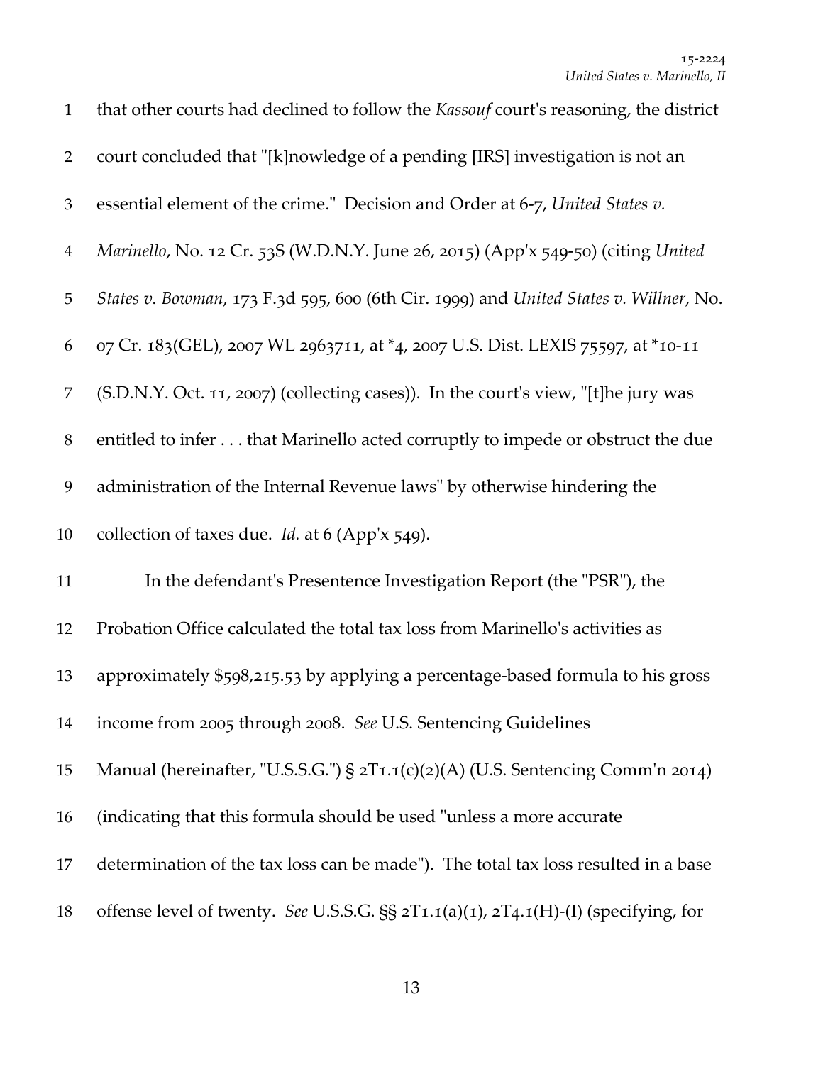that other courts had declined to follow the *Kassouf* court's reasoning, the district court concluded that "[k]nowledge of a pending [IRS] investigation is not an essential element of the crime." Decision and Order at 6-7, *United States v. Marinello*, No. 12 Cr. 53S (W.D.N.Y. June 26, 2015) (App'x 549-50) (citing *United States v. Bowman*, 173 F.3d 595, 600 (6th Cir. 1999) and *United States v. Willner*, No. 07 Cr. 183(GEL), 2007 WL 2963711, at *4, 2007 U.S. Dist. LEXIS 75597, at *10-11 (S.D.N.Y. Oct. 11, 2007) (collecting cases)). In the court's view, "[t]he jury was entitled to infer . . . that Marinello acted corruptly to impede or obstruct the due administration of the Internal Revenue laws" by otherwise hindering the collection of taxes due. *Id.* at 6 (App'x 549).

In the defendant's Presentence Investigation Report (the "PSR"), the Probation Office calculated the total tax loss from Marinello's activities as approximately $598,215.53 by applying a percentage-based formula to his gross income from 2005 through 2008. *See* U.S. Sentencing Guidelines Manual (hereinafter, "U.S.S.G.") § 2T1.1(c)(2)(A) (U.S. Sentencing Comm'n 2014) (indicating that this formula should be used "unless a more accurate determination of the tax loss can be made"). The total tax loss resulted in a base offense level of twenty. *See* U.S.S.G. §§ 2T1.1(a)(1), 2T4.1(H)-(I) (specifying, for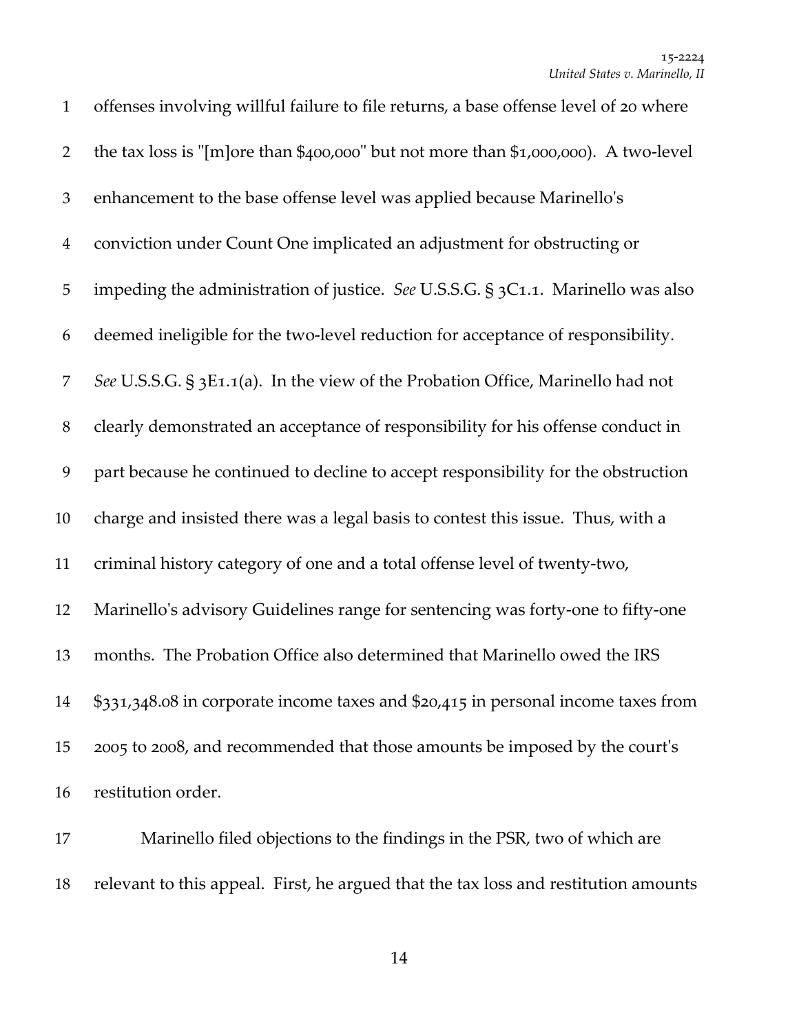offenses involving willful failure to file returns, a base offense level of 20 where the tax loss is "[m]ore than $400,000" but not more than $1,000,000). A two-level enhancement to the base offense level was applied because Marinello's conviction under Count One implicated an adjustment for obstructing or impeding the administration of justice. *See* U.S.S.G. § 3C1.1. Marinello was also deemed ineligible for the two-level reduction for acceptance of responsibility. *See* U.S.S.G. § 3E1.1(a). In the view of the Probation Office, Marinello had not clearly demonstrated an acceptance of responsibility for his offense conduct in part because he continued to decline to accept responsibility for the obstruction charge and insisted there was a legal basis to contest this issue. Thus, with a criminal history category of one and a total offense level of twenty-two, Marinello's advisory Guidelines range for sentencing was forty-one to fifty-one months. The Probation Office also determined that Marinello owed the IRS $331,348.08 in corporate income taxes and $20,415 in personal income taxes from 2005 to 2008, and recommended that those amounts be imposed by the court's restitution order.

Marinello filed objections to the findings in the PSR, two of which are relevant to this appeal. First, he argued that the tax loss and restitution amounts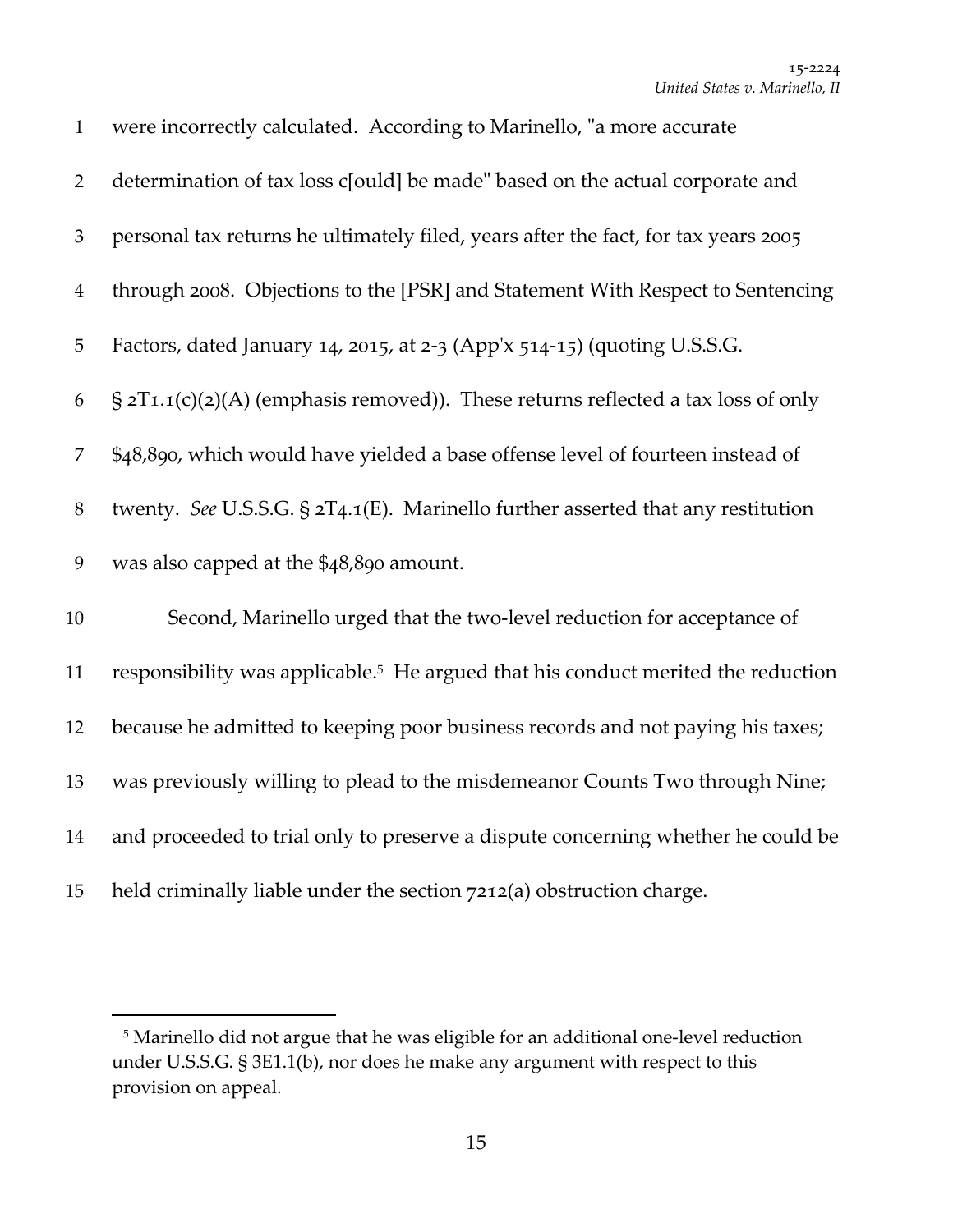were incorrectly calculated. According to Marinello, "a more accurate determination of tax loss c[ould] be made" based on the actual corporate and personal tax returns he ultimately filed, years after the fact, for tax years 2005 through 2008. Objections to the [PSR] and Statement With Respect to Sentencing Factors, dated January 14, 2015, at 2-3 (App'x 514-15) (quoting U.S.S.G. § 2T1.1(c)(2)(A) (emphasis removed)). These returns reflected a tax loss of only $48,890, which would have yielded a base offense level of fourteen instead of twenty. *See* U.S.S.G. § 2T4.1(E). Marinello further asserted that any restitution was also capped at the $48,890 amount.

Second, Marinello urged that the two-level reduction for acceptance of responsibility was applicable.[5] He argued that his conduct merited the reduction because he admitted to keeping poor business records and not paying his taxes; was previously willing to plead to the misdemeanor Counts Two through Nine; and proceeded to trial only to preserve a dispute concerning whether he could be held criminally liable under the section 7212(a) obstruction charge.

[5] Marinello did not argue that he was eligible for an additional one-level reduction under U.S.S.G. § 3E1.1(b), nor does he make any argument with respect to this provision on appeal.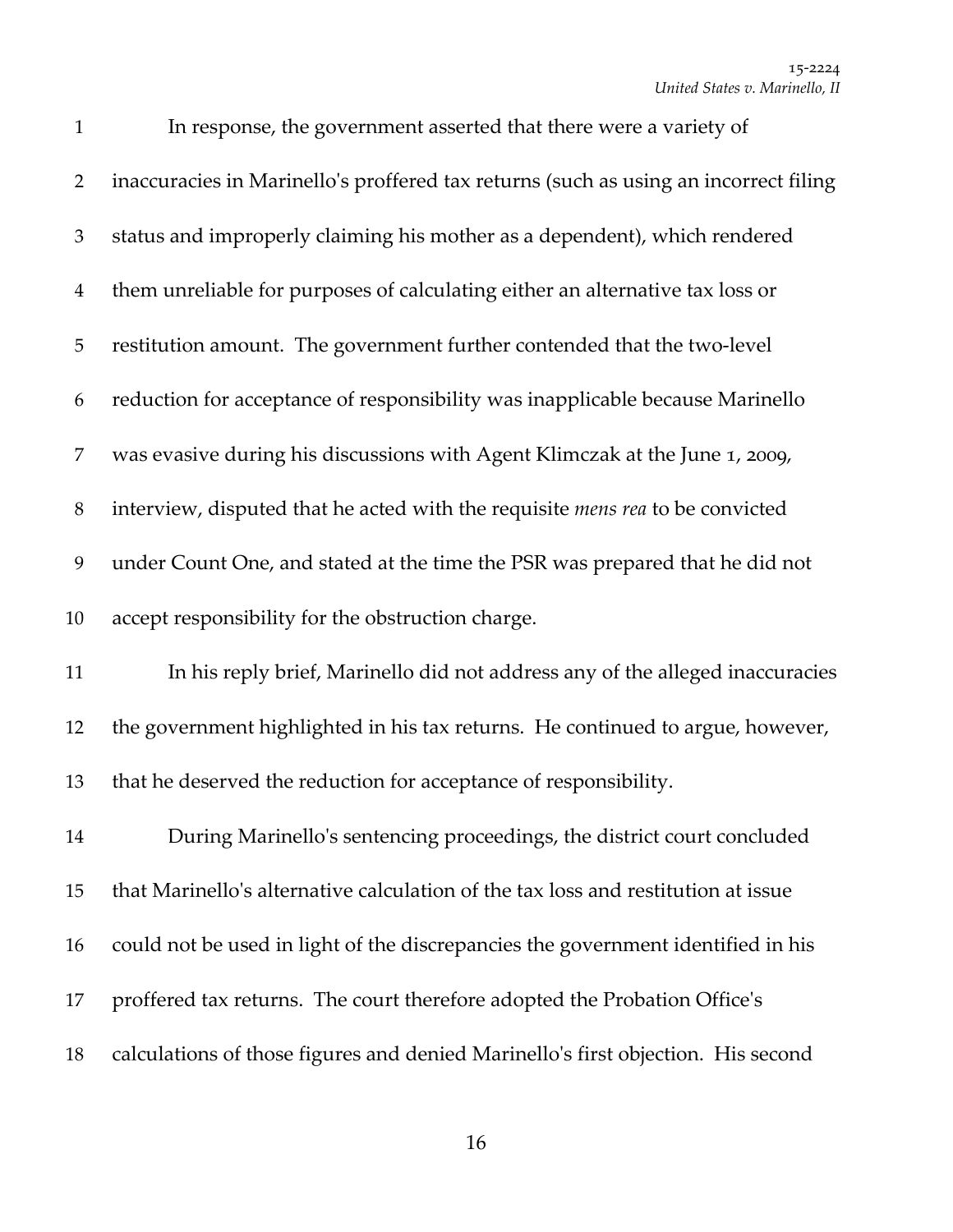In response, the government asserted that there were a variety of inaccuracies in Marinello's proffered tax returns (such as using an incorrect filing status and improperly claiming his mother as a dependent), which rendered them unreliable for purposes of calculating either an alternative tax loss or restitution amount. The government further contended that the two-level reduction for acceptance of responsibility was inapplicable because Marinello was evasive during his discussions with Agent Klimczak at the June 1, 2009, interview, disputed that he acted with the requisite *mens rea* to be convicted under Count One, and stated at the time the PSR was prepared that he did not accept responsibility for the obstruction charge.

In his reply brief, Marinello did not address any of the alleged inaccuracies the government highlighted in his tax returns. He continued to argue, however, that he deserved the reduction for acceptance of responsibility.

During Marinello's sentencing proceedings, the district court concluded that Marinello's alternative calculation of the tax loss and restitution at issue could not be used in light of the discrepancies the government identified in his proffered tax returns. The court therefore adopted the Probation Office's calculations of those figures and denied Marinello's first objection. His second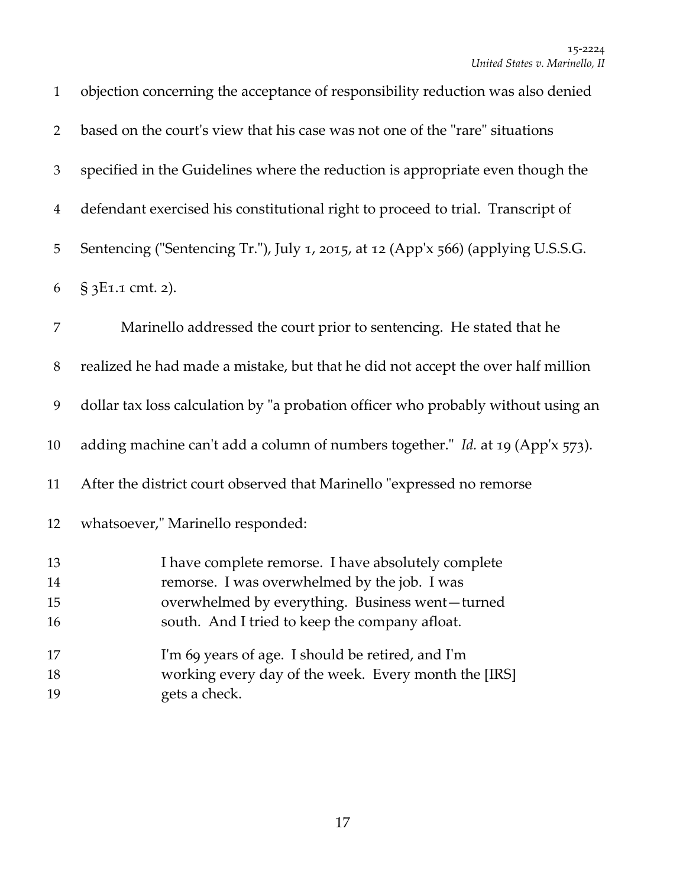objection concerning the acceptance of responsibility reduction was also denied based on the court's view that his case was not one of the "rare" situations specified in the Guidelines where the reduction is appropriate even though the defendant exercised his constitutional right to proceed to trial. Transcript of Sentencing ("Sentencing Tr."), July 1, 2015, at 12 (App'x 566) (applying U.S.S.G. § 3E1.1 cmt. 2).

Marinello addressed the court prior to sentencing. He stated that he realized he had made a mistake, but that he did not accept the over half million dollar tax loss calculation by "a probation officer who probably without using an adding machine can't add a column of numbers together." *Id.* at 19 (App'x 573). After the district court observed that Marinello "expressed no remorse whatsoever," Marinello responded:

> I have complete remorse. I have absolutely complete remorse. I was overwhelmed by the job. I was overwhelmed by everything. Business went—turned south. And I tried to keep the company afloat.
>
> I'm 69 years of age. I should be retired, and I'm working every day of the week. Every month the [IRS] gets a check.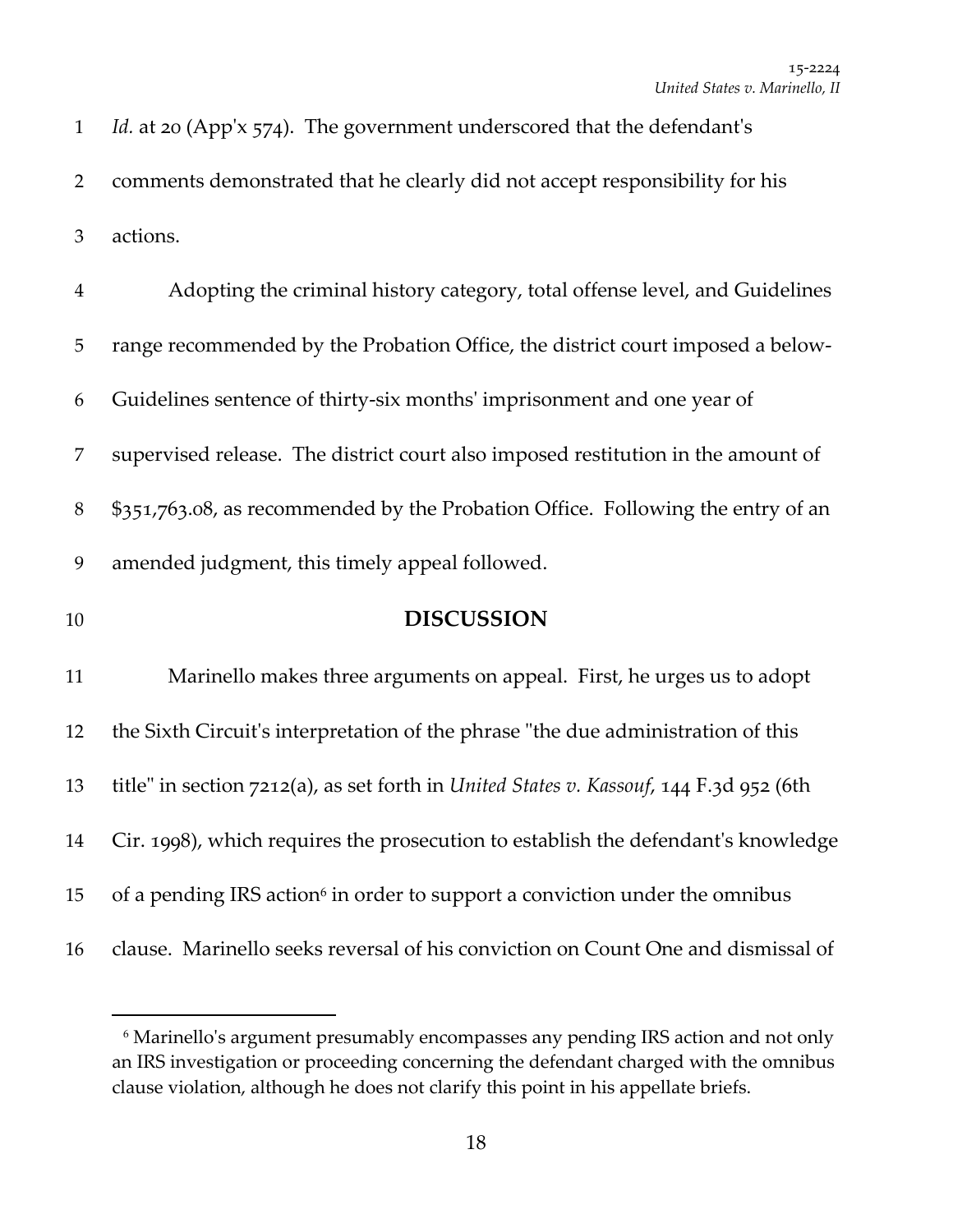*Id.* at 20 (App'x 574). The government underscored that the defendant's comments demonstrated that he clearly did not accept responsibility for his actions.

Adopting the criminal history category, total offense level, and Guidelines range recommended by the Probation Office, the district court imposed a below-Guidelines sentence of thirty-six months' imprisonment and one year of supervised release. The district court also imposed restitution in the amount of $351,763.08, as recommended by the Probation Office. Following the entry of an amended judgment, this timely appeal followed.

## DISCUSSION

Marinello makes three arguments on appeal. First, he urges us to adopt the Sixth Circuit's interpretation of the phrase "the due administration of this title" in section 7212(a), as set forth in *United States v. Kassouf*, 144 F.3d 952 (6th Cir. 1998), which requires the prosecution to establish the defendant's knowledge of a pending IRS action[6] in order to support a conviction under the omnibus clause. Marinello seeks reversal of his conviction on Count One and dismissal of

[6] Marinello's argument presumably encompasses any pending IRS action and not only an IRS investigation or proceeding concerning the defendant charged with the omnibus clause violation, although he does not clarify this point in his appellate briefs.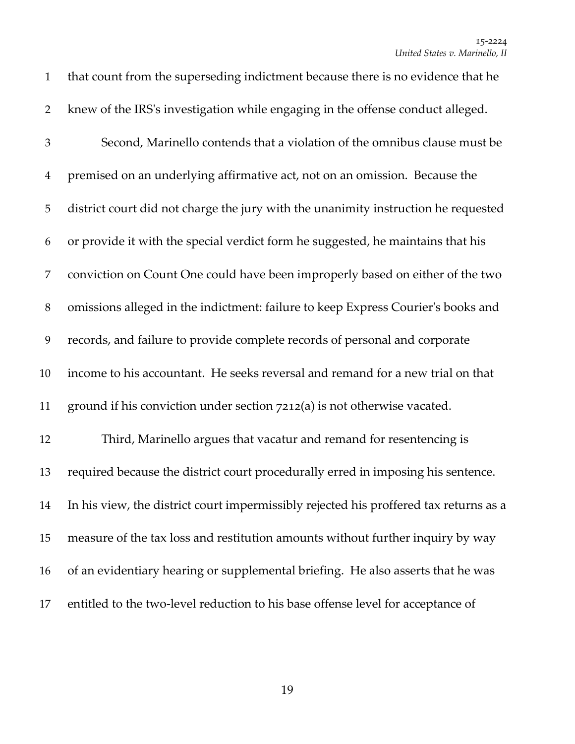that count from the superseding indictment because there is no evidence that he knew of the IRS's investigation while engaging in the offense conduct alleged.

Second, Marinello contends that a violation of the omnibus clause must be premised on an underlying affirmative act, not on an omission. Because the district court did not charge the jury with the unanimity instruction he requested or provide it with the special verdict form he suggested, he maintains that his conviction on Count One could have been improperly based on either of the two omissions alleged in the indictment: failure to keep Express Courier's books and records, and failure to provide complete records of personal and corporate income to his accountant. He seeks reversal and remand for a new trial on that ground if his conviction under section 7212(a) is not otherwise vacated.

Third, Marinello argues that vacatur and remand for resentencing is required because the district court procedurally erred in imposing his sentence. In his view, the district court impermissibly rejected his proffered tax returns as a measure of the tax loss and restitution amounts without further inquiry by way of an evidentiary hearing or supplemental briefing. He also asserts that he was entitled to the two-level reduction to his base offense level for acceptance of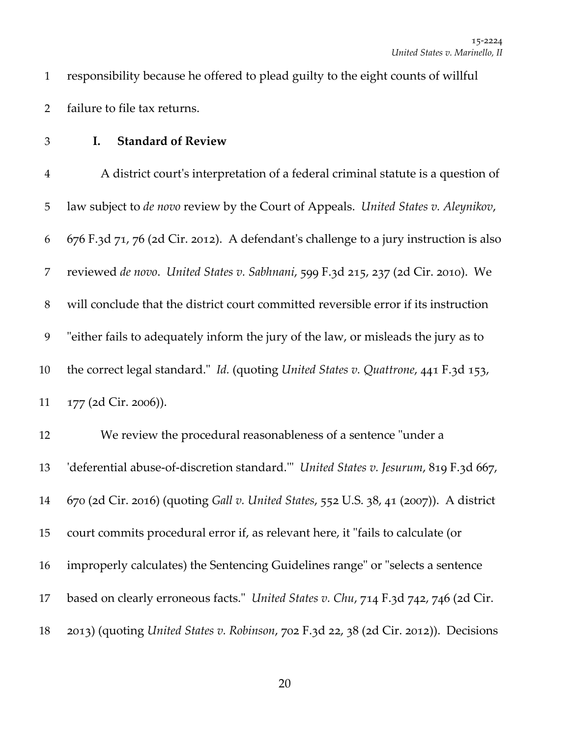responsibility because he offered to plead guilty to the eight counts of willful failure to file tax returns.

## I. Standard of Review

A district court's interpretation of a federal criminal statute is a question of law subject to *de novo* review by the Court of Appeals. *United States v. Aleynikov*, 676 F.3d 71, 76 (2d Cir. 2012). A defendant's challenge to a jury instruction is also reviewed *de novo*. *United States v. Sabhnani*, 599 F.3d 215, 237 (2d Cir. 2010). We will conclude that the district court committed reversible error if its instruction "either fails to adequately inform the jury of the law, or misleads the jury as to the correct legal standard." *Id.* (quoting *United States v. Quattrone*, 441 F.3d 153, 177 (2d Cir. 2006)).

We review the procedural reasonableness of a sentence "under a 'deferential abuse-of-discretion standard.'" *United States v. Jesurum*, 819 F.3d 667, 670 (2d Cir. 2016) (quoting *Gall v. United States*, 552 U.S. 38, 41 (2007)). A district court commits procedural error if, as relevant here, it "fails to calculate (or improperly calculates) the Sentencing Guidelines range" or "selects a sentence based on clearly erroneous facts." *United States v. Chu*, 714 F.3d 742, 746 (2d Cir. 2013) (quoting *United States v. Robinson*, 702 F.3d 22, 38 (2d Cir. 2012)). Decisions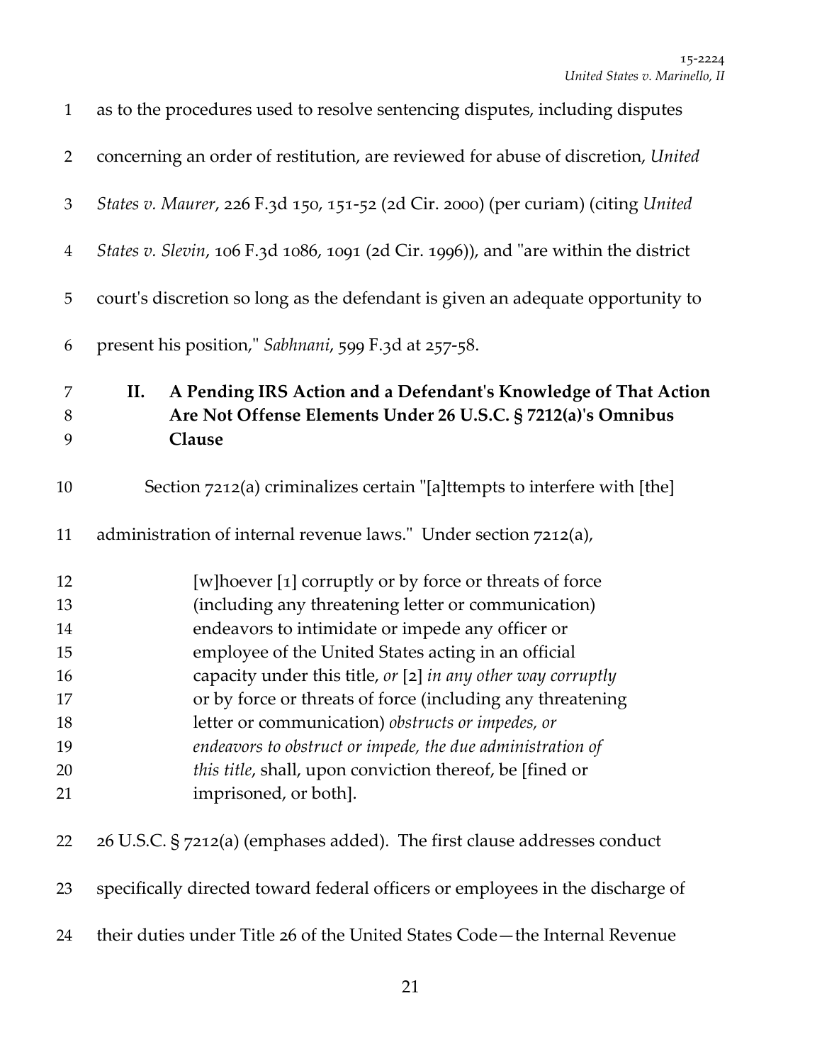as to the procedures used to resolve sentencing disputes, including disputes concerning an order of restitution, are reviewed for abuse of discretion, *United States v. Maurer*, 226 F.3d 150, 151-52 (2d Cir. 2000) (per curiam) (citing *United States v. Slevin*, 106 F.3d 1086, 1091 (2d Cir. 1996)), and "are within the district court's discretion so long as the defendant is given an adequate opportunity to present his position," *Sabhnani*, 599 F.3d at 257-58.

## II. A Pending IRS Action and a Defendant's Knowledge of That Action Are Not Offense Elements Under 26 U.S.C. § 7212(a)'s Omnibus Clause

Section 7212(a) criminalizes certain "[a]ttempts to interfere with [the] administration of internal revenue laws." Under section 7212(a),

> [w]hoever [1] corruptly or by force or threats of force (including any threatening letter or communication) endeavors to intimidate or impede any officer or employee of the United States acting in an official capacity under this title, *or* [2] *in any other way corruptly* or by force or threats of force (including any threatening letter or communication) *obstructs or impedes, or endeavors to obstruct or impede, the due administration of this title*, shall, upon conviction thereof, be [fined or imprisoned, or both].

26 U.S.C. § 7212(a) (emphases added). The first clause addresses conduct specifically directed toward federal officers or employees in the discharge of their duties under Title 26 of the United States Code—the Internal Revenue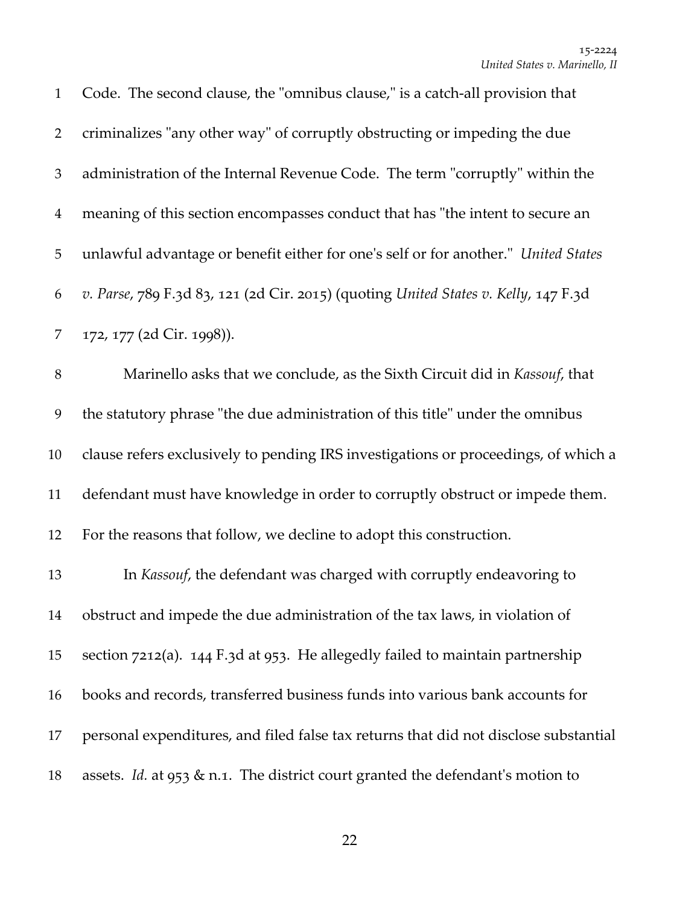Code. The second clause, the "omnibus clause," is a catch-all provision that criminalizes "any other way" of corruptly obstructing or impeding the due administration of the Internal Revenue Code. The term "corruptly" within the meaning of this section encompasses conduct that has "the intent to secure an unlawful advantage or benefit either for one's self or for another." *United States v. Parse*, 789 F.3d 83, 121 (2d Cir. 2015) (quoting *United States v. Kelly*, 147 F.3d 172, 177 (2d Cir. 1998)).

Marinello asks that we conclude, as the Sixth Circuit did in *Kassouf*, that the statutory phrase "the due administration of this title" under the omnibus clause refers exclusively to pending IRS investigations or proceedings, of which a defendant must have knowledge in order to corruptly obstruct or impede them. For the reasons that follow, we decline to adopt this construction.

In *Kassouf*, the defendant was charged with corruptly endeavoring to obstruct and impede the due administration of the tax laws, in violation of section 7212(a). 144 F.3d at 953. He allegedly failed to maintain partnership books and records, transferred business funds into various bank accounts for personal expenditures, and filed false tax returns that did not disclose substantial assets. *Id.* at 953 & n.1. The district court granted the defendant's motion to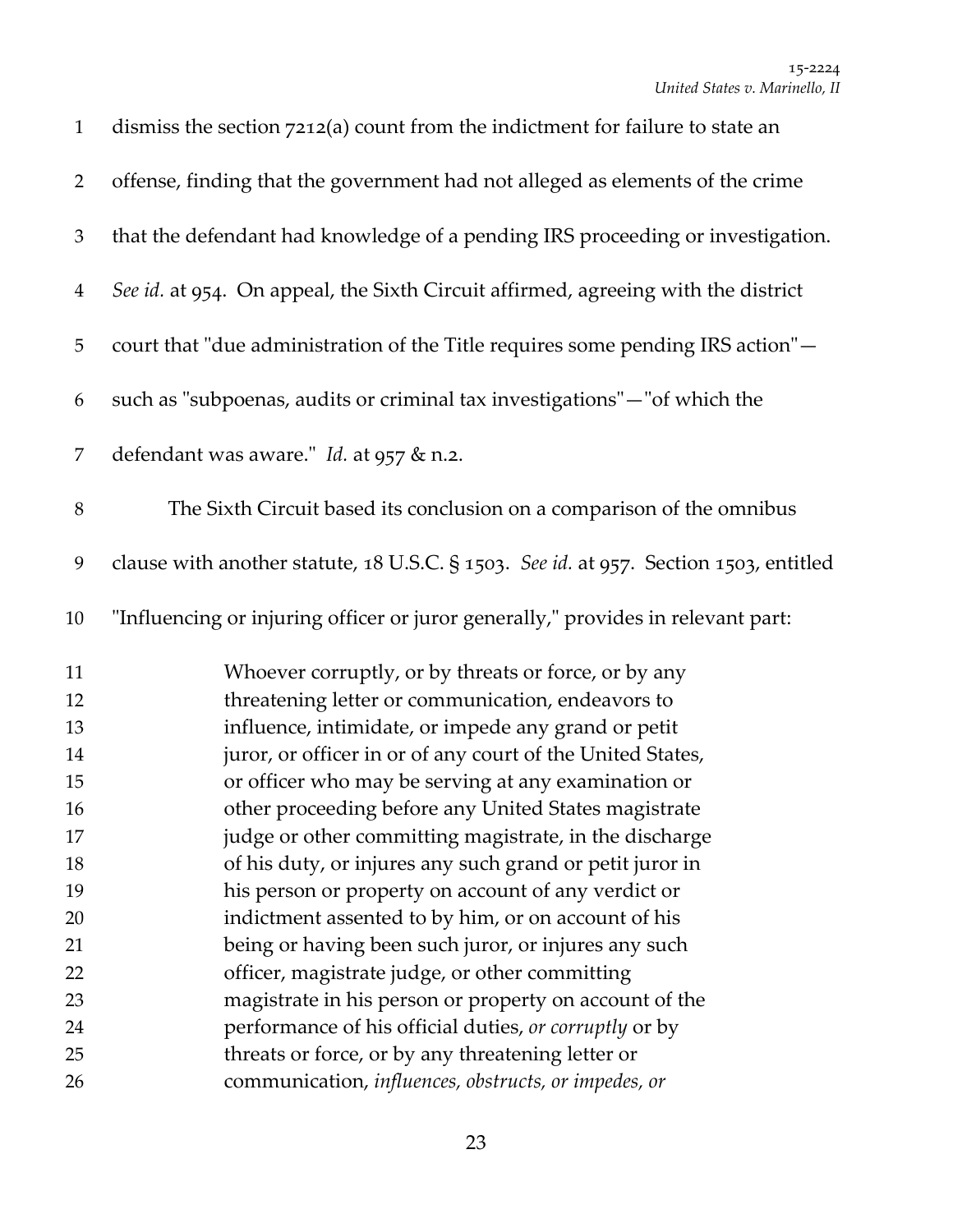dismiss the section 7212(a) count from the indictment for failure to state an offense, finding that the government had not alleged as elements of the crime that the defendant had knowledge of a pending IRS proceeding or investigation. *See id.* at 954. On appeal, the Sixth Circuit affirmed, agreeing with the district court that "due administration of the Title requires some pending IRS action"—such as "subpoenas, audits or criminal tax investigations"—"of which the defendant was aware." *Id.* at 957 & n.2.

The Sixth Circuit based its conclusion on a comparison of the omnibus clause with another statute, 18 U.S.C. § 1503. *See id.* at 957. Section 1503, entitled "Influencing or injuring officer or juror generally," provides in relevant part:

> Whoever corruptly, or by threats or force, or by any threatening letter or communication, endeavors to influence, intimidate, or impede any grand or petit juror, or officer in or of any court of the United States, or officer who may be serving at any examination or other proceeding before any United States magistrate judge or other committing magistrate, in the discharge of his duty, or injures any such grand or petit juror in his person or property on account of any verdict or indictment assented to by him, or on account of his being or having been such juror, or injures any such officer, magistrate judge, or other committing magistrate in his person or property on account of the performance of his official duties, *or corruptly* or by threats or force, or by any threatening letter or communication, *influences, obstructs, or impedes, or*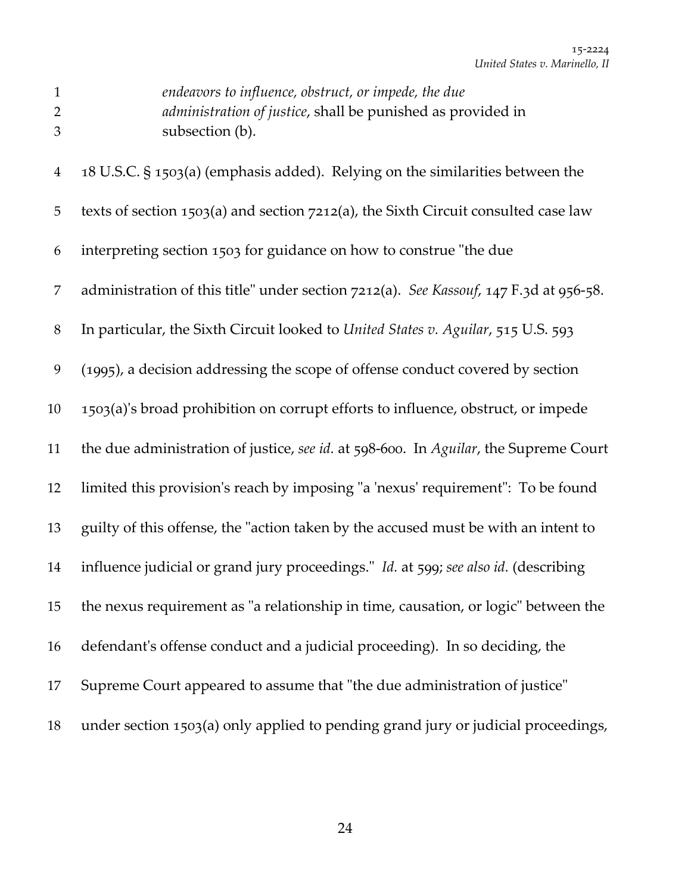> *endeavors to influence, obstruct, or impede, the due administration of justice*, shall be punished as provided in subsection (b).

18 U.S.C. § 1503(a) (emphasis added). Relying on the similarities between the texts of section 1503(a) and section 7212(a), the Sixth Circuit consulted case law interpreting section 1503 for guidance on how to construe "the due administration of this title" under section 7212(a). *See Kassouf*, 147 F.3d at 956-58. In particular, the Sixth Circuit looked to *United States v. Aguilar*, 515 U.S. 593 (1995), a decision addressing the scope of offense conduct covered by section 1503(a)'s broad prohibition on corrupt efforts to influence, obstruct, or impede the due administration of justice, *see id.* at 598-600. In *Aguilar*, the Supreme Court limited this provision's reach by imposing "a 'nexus' requirement": To be found guilty of this offense, the "action taken by the accused must be with an intent to influence judicial or grand jury proceedings." *Id.* at 599; *see also id.* (describing the nexus requirement as "a relationship in time, causation, or logic" between the defendant's offense conduct and a judicial proceeding). In so deciding, the Supreme Court appeared to assume that "the due administration of justice" under section 1503(a) only applied to pending grand jury or judicial proceedings,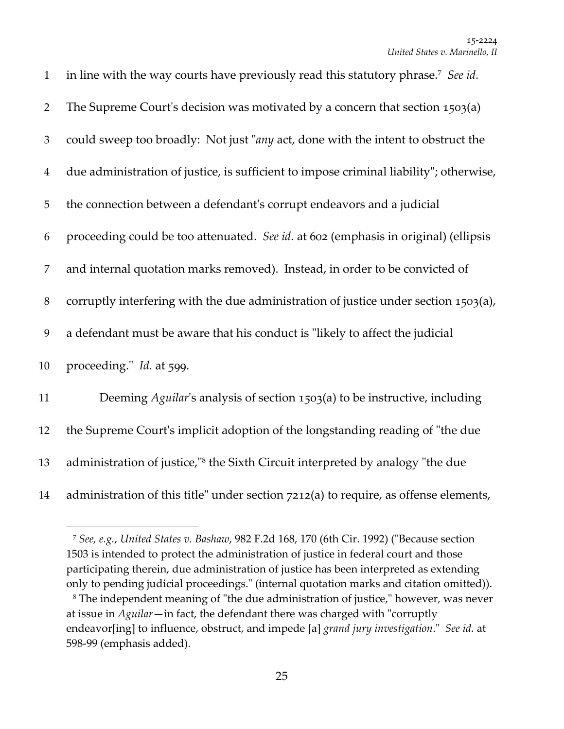in line with the way courts have previously read this statutory phrase.[7] *See id.* The Supreme Court's decision was motivated by a concern that section 1503(a) could sweep too broadly: Not just "*any* act, done with the intent to obstruct the due administration of justice, is sufficient to impose criminal liability"; otherwise, the connection between a defendant's corrupt endeavors and a judicial proceeding could be too attenuated. *See id.* at 602 (emphasis in original) (ellipsis and internal quotation marks removed). Instead, in order to be convicted of corruptly interfering with the due administration of justice under section 1503(a), a defendant must be aware that his conduct is "likely to affect the judicial proceeding." *Id.* at 599.

Deeming *Aguilar*'s analysis of section 1503(a) to be instructive, including the Supreme Court's implicit adoption of the longstanding reading of "the due administration of justice,"[8] the Sixth Circuit interpreted by analogy "the due administration of this title" under section 7212(a) to require, as offense elements,

---

[7] *See, e.g.*, *United States v. Bashaw*, 982 F.2d 168, 170 (6th Cir. 1992) ("Because section 1503 is intended to protect the administration of justice in federal court and those participating therein, due administration of justice has been interpreted as extending only to pending judicial proceedings." (internal quotation marks and citation omitted)).

[8] The independent meaning of "the due administration of justice," however, was never at issue in *Aguilar*—in fact, the defendant there was charged with "corruptly endeavor[ing] to influence, obstruct, and impede [a] *grand jury investigation*." *See id.* at 598-99 (emphasis added).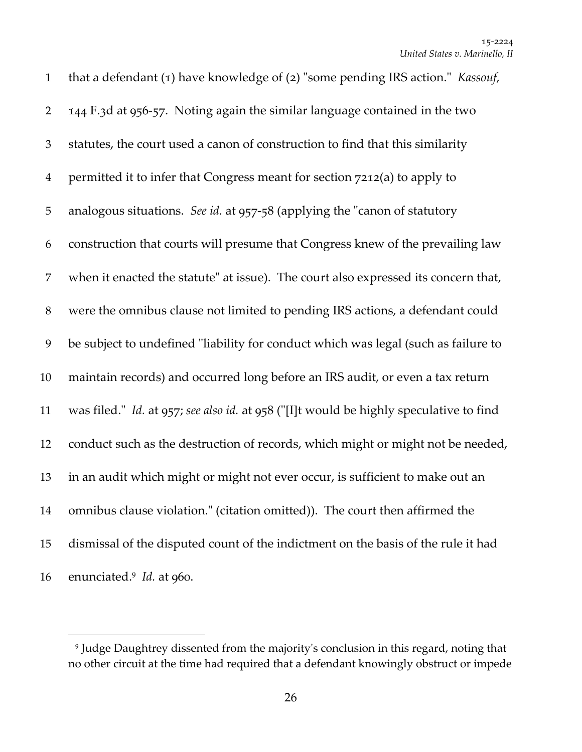that a defendant (1) have knowledge of (2) "some pending IRS action." *Kassouf*, 144 F.3d at 956-57. Noting again the similar language contained in the two statutes, the court used a canon of construction to find that this similarity permitted it to infer that Congress meant for section 7212(a) to apply to analogous situations. *See id.* at 957-58 (applying the "canon of statutory construction that courts will presume that Congress knew of the prevailing law when it enacted the statute" at issue). The court also expressed its concern that, were the omnibus clause not limited to pending IRS actions, a defendant could be subject to undefined "liability for conduct which was legal (such as failure to maintain records) and occurred long before an IRS audit, or even a tax return was filed." *Id.* at 957; *see also id.* at 958 ("[I]t would be highly speculative to find conduct such as the destruction of records, which might or might not be needed, in an audit which might or might not ever occur, is sufficient to make out an omnibus clause violation." (citation omitted)). The court then affirmed the dismissal of the disputed count of the indictment on the basis of the rule it had enunciated.[9] *Id.* at 960.

---

[9] Judge Daughtrey dissented from the majority's conclusion in this regard, noting that no other circuit at the time had required that a defendant knowingly obstruct or impede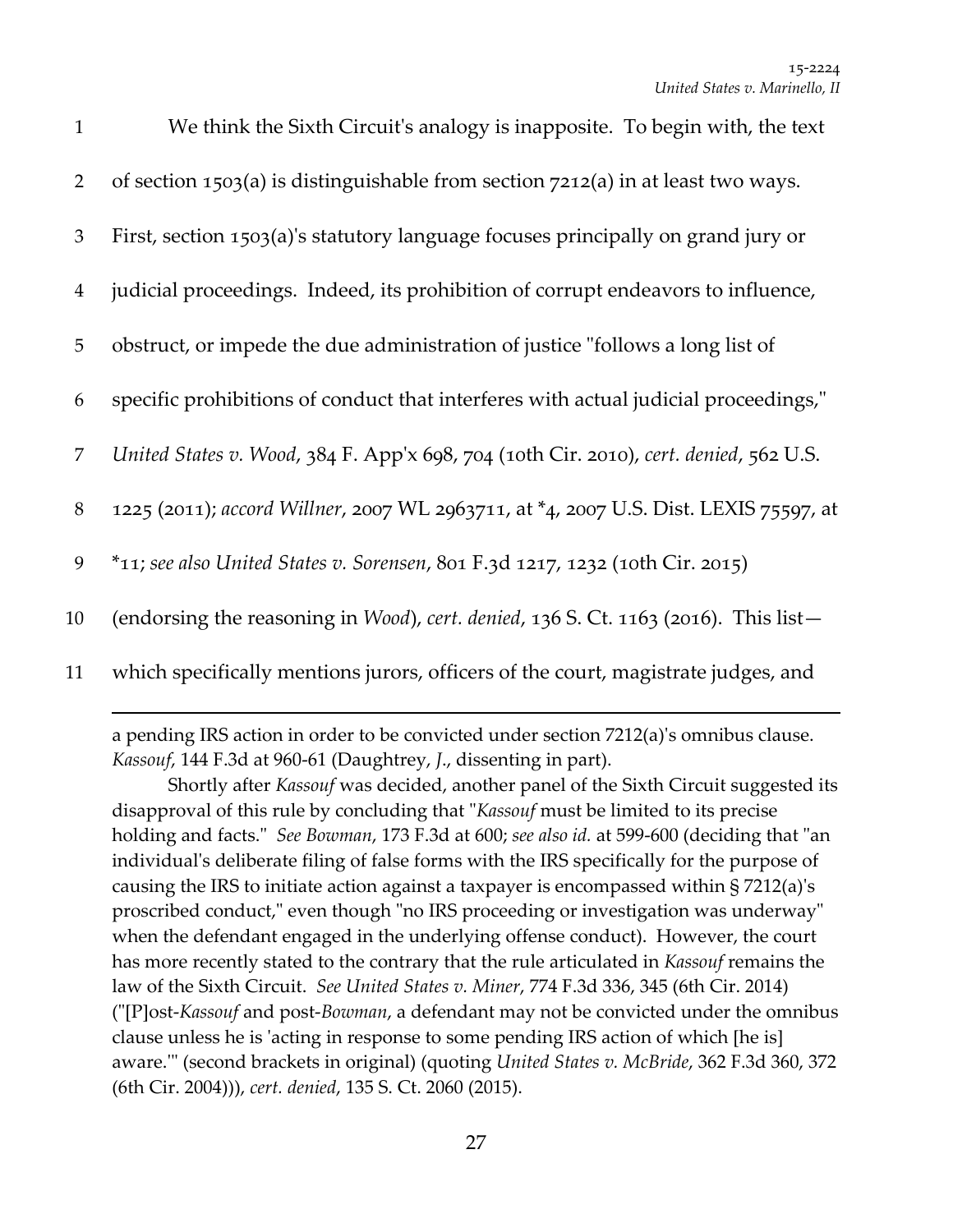We think the Sixth Circuit's analogy is inapposite. To begin with, the text of section 1503(a) is distinguishable from section 7212(a) in at least two ways. First, section 1503(a)'s statutory language focuses principally on grand jury or judicial proceedings. Indeed, its prohibition of corrupt endeavors to influence, obstruct, or impede the due administration of justice "follows a long list of specific prohibitions of conduct that interferes with actual judicial proceedings," *United States v. Wood*, 384 F. App'x 698, 704 (10th Cir. 2010), *cert. denied*, 562 U.S. 1225 (2011); *accord Willner*, 2007 WL 2963711, at *4, 2007 U.S. Dist. LEXIS 75597, at *11; *see also United States v. Sorensen*, 801 F.3d 1217, 1232 (10th Cir. 2015) (endorsing the reasoning in *Wood*), *cert. denied*, 136 S. Ct. 1163 (2016). This list—which specifically mentions jurors, officers of the court, magistrate judges, and

---

a pending IRS action in order to be convicted under section 7212(a)'s omnibus clause. *Kassouf*, 144 F.3d at 960-61 (Daughtrey, *J.*, dissenting in part).

Shortly after *Kassouf* was decided, another panel of the Sixth Circuit suggested its disapproval of this rule by concluding that "*Kassouf* must be limited to its precise holding and facts." *See Bowman*, 173 F.3d at 600; *see also id.* at 599-600 (deciding that "an individual's deliberate filing of false forms with the IRS specifically for the purpose of causing the IRS to initiate action against a taxpayer is encompassed within § 7212(a)'s proscribed conduct," even though "no IRS proceeding or investigation was underway" when the defendant engaged in the underlying offense conduct). However, the court has more recently stated to the contrary that the rule articulated in *Kassouf* remains the law of the Sixth Circuit. *See United States v. Miner*, 774 F.3d 336, 345 (6th Cir. 2014) ("[P]ost-*Kassouf* and post-*Bowman*, a defendant may not be convicted under the omnibus clause unless he is 'acting in response to some pending IRS action of which [he is] aware.'" (second brackets in original) (quoting *United States v. McBride*, 362 F.3d 360, 372 (6th Cir. 2004))), *cert. denied*, 135 S. Ct. 2060 (2015).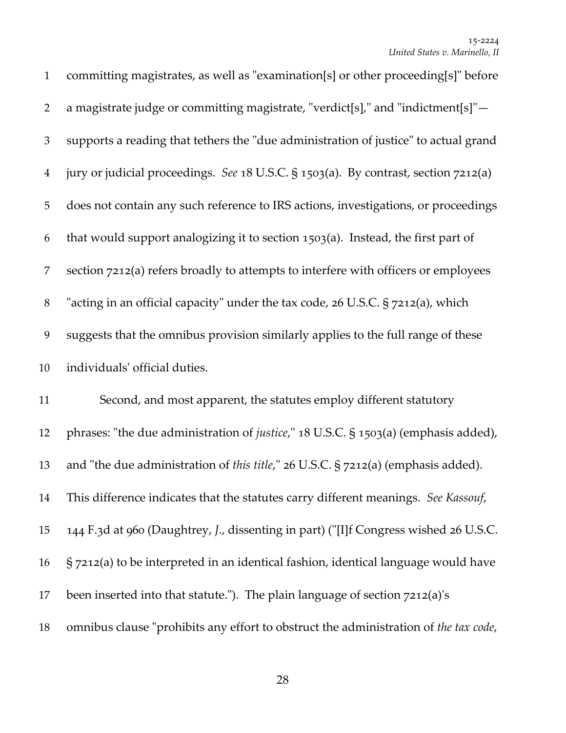committing magistrates, as well as "examination[s] or other proceeding[s]" before a magistrate judge or committing magistrate, "verdict[s]," and "indictment[s]"—supports a reading that tethers the "due administration of justice" to actual grand jury or judicial proceedings. *See* 18 U.S.C. § 1503(a). By contrast, section 7212(a) does not contain any such reference to IRS actions, investigations, or proceedings that would support analogizing it to section 1503(a). Instead, the first part of section 7212(a) refers broadly to attempts to interfere with officers or employees "acting in an official capacity" under the tax code, 26 U.S.C. § 7212(a), which suggests that the omnibus provision similarly applies to the full range of these individuals' official duties.

Second, and most apparent, the statutes employ different statutory phrases: "the due administration of *justice*," 18 U.S.C. § 1503(a) (emphasis added), and "the due administration of *this title*," 26 U.S.C. § 7212(a) (emphasis added). This difference indicates that the statutes carry different meanings. *See Kassouf*, 144 F.3d at 960 (Daughtrey, *J.*, dissenting in part) ("[I]f Congress wished 26 U.S.C. § 7212(a) to be interpreted in an identical fashion, identical language would have been inserted into that statute."). The plain language of section 7212(a)'s omnibus clause "prohibits any effort to obstruct the administration of *the tax code*,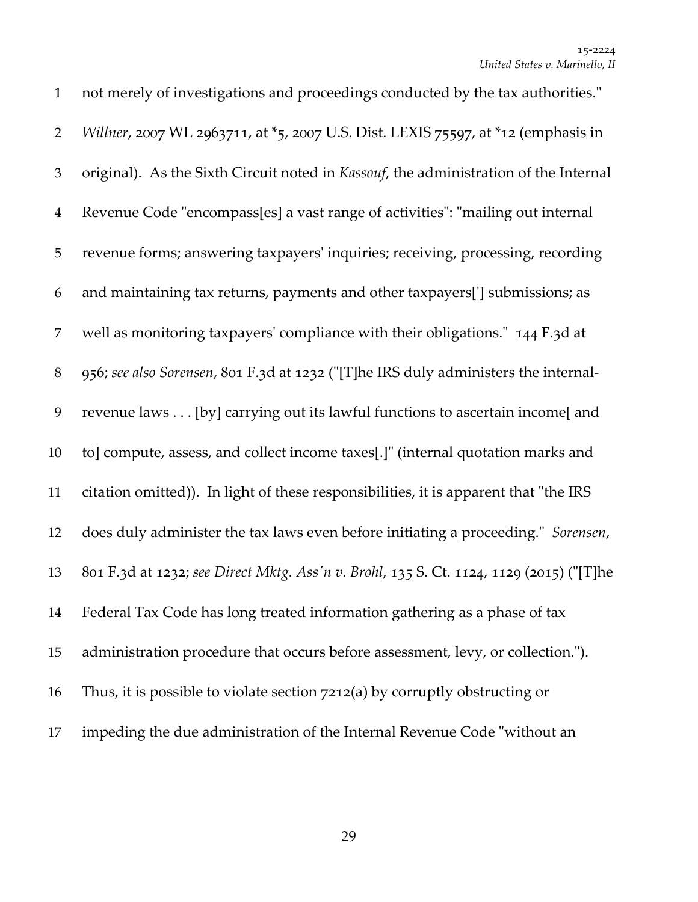not merely of investigations and proceedings conducted by the tax authorities." *Willner*, 2007 WL 2963711, at *5, 2007 U.S. Dist. LEXIS 75597, at *12 (emphasis in original). As the Sixth Circuit noted in *Kassouf*, the administration of the Internal Revenue Code "encompass[es] a vast range of activities": "mailing out internal revenue forms; answering taxpayers' inquiries; receiving, processing, recording and maintaining tax returns, payments and other taxpayers['] submissions; as well as monitoring taxpayers' compliance with their obligations." 144 F.3d at 956; *see also Sorensen*, 801 F.3d at 1232 ("[T]he IRS duly administers the internal-revenue laws . . . [by] carrying out its lawful functions to ascertain income[ and to] compute, assess, and collect income taxes[.]" (internal quotation marks and citation omitted)). In light of these responsibilities, it is apparent that "the IRS does duly administer the tax laws even before initiating a proceeding." *Sorensen*, 801 F.3d at 1232; *see Direct Mktg. Ass'n v. Brohl*, 135 S. Ct. 1124, 1129 (2015) ("[T]he Federal Tax Code has long treated information gathering as a phase of tax administration procedure that occurs before assessment, levy, or collection."). Thus, it is possible to violate section 7212(a) by corruptly obstructing or impeding the due administration of the Internal Revenue Code "without an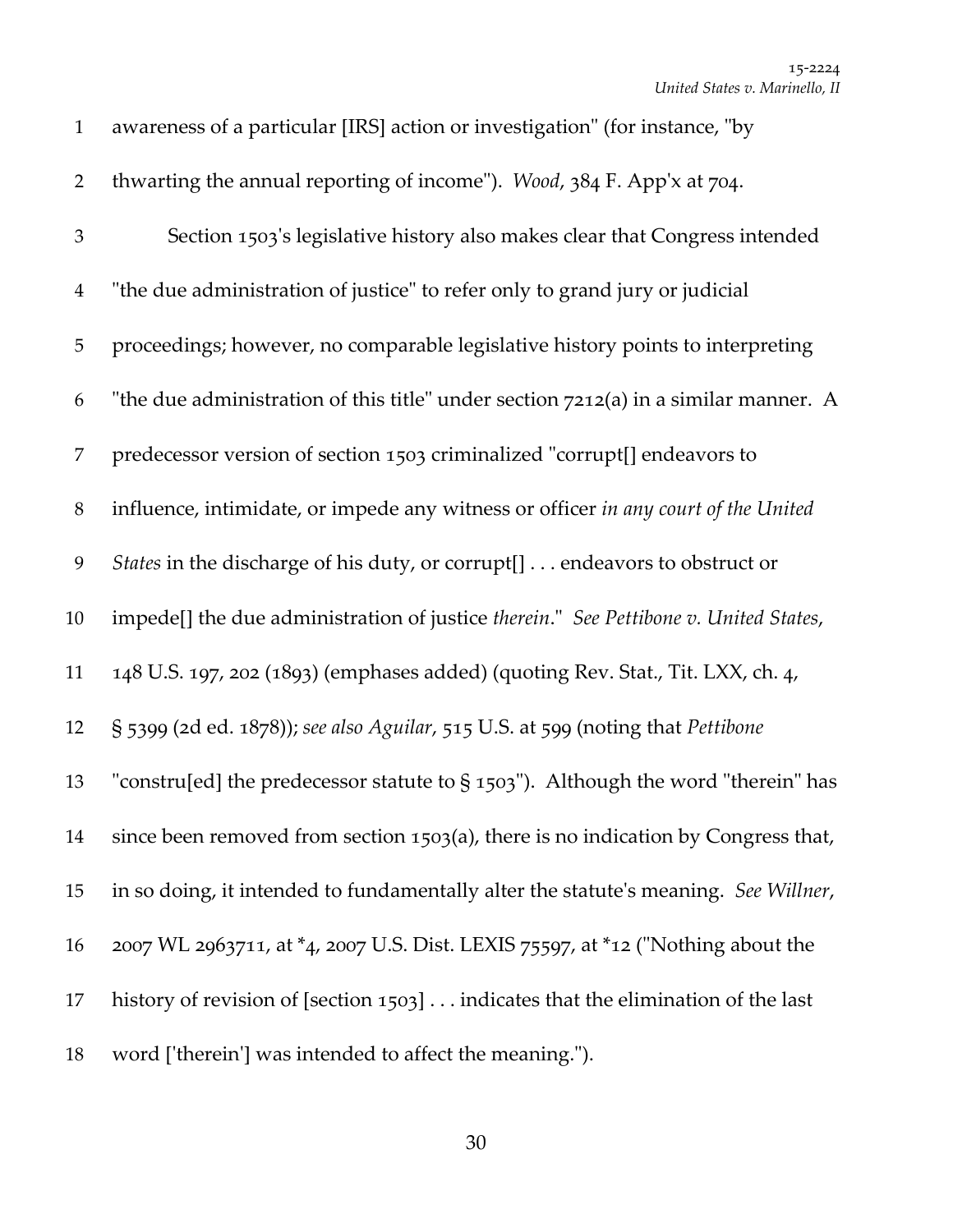awareness of a particular [IRS] action or investigation" (for instance, "by thwarting the annual reporting of income"). *Wood*, 384 F. App'x at 704.

Section 1503's legislative history also makes clear that Congress intended "the due administration of justice" to refer only to grand jury or judicial proceedings; however, no comparable legislative history points to interpreting "the due administration of this title" under section 7212(a) in a similar manner. A predecessor version of section 1503 criminalized "corrupt[] endeavors to influence, intimidate, or impede any witness or officer *in any court of the United States* in the discharge of his duty, or corrupt[] . . . endeavors to obstruct or impede[] the due administration of justice *therein*." *See Pettibone v. United States*, 148 U.S. 197, 202 (1893) (emphases added) (quoting Rev. Stat., Tit. LXX, ch. 4, § 5399 (2d ed. 1878)); *see also Aguilar*, 515 U.S. at 599 (noting that *Pettibone* "constru[ed] the predecessor statute to § 1503"). Although the word "therein" has since been removed from section 1503(a), there is no indication by Congress that, in so doing, it intended to fundamentally alter the statute's meaning. *See Willner*, 2007 WL 2963711, at *4, 2007 U.S. Dist. LEXIS 75597, at *12 ("Nothing about the history of revision of [section 1503] . . . indicates that the elimination of the last word ['therein'] was intended to affect the meaning.").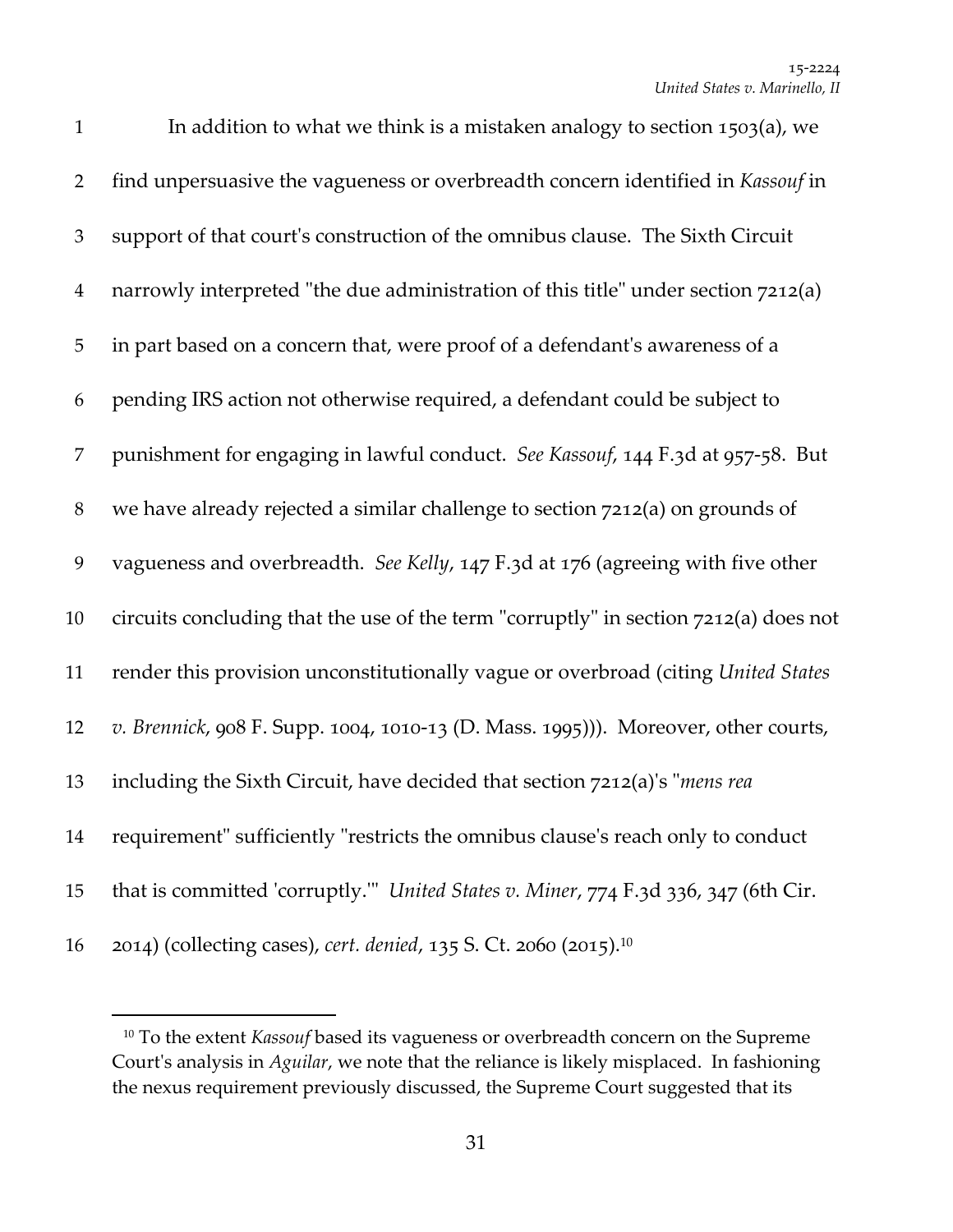In addition to what we think is a mistaken analogy to section 1503(a), we find unpersuasive the vagueness or overbreadth concern identified in *Kassouf* in support of that court's construction of the omnibus clause. The Sixth Circuit narrowly interpreted "the due administration of this title" under section 7212(a) in part based on a concern that, were proof of a defendant's awareness of a pending IRS action not otherwise required, a defendant could be subject to punishment for engaging in lawful conduct. *See Kassouf*, 144 F.3d at 957-58. But we have already rejected a similar challenge to section 7212(a) on grounds of vagueness and overbreadth. *See Kelly*, 147 F.3d at 176 (agreeing with five other circuits concluding that the use of the term "corruptly" in section 7212(a) does not render this provision unconstitutionally vague or overbroad (citing *United States v. Brennick*, 908 F. Supp. 1004, 1010-13 (D. Mass. 1995))). Moreover, other courts, including the Sixth Circuit, have decided that section 7212(a)'s "*mens rea* requirement" sufficiently "restricts the omnibus clause's reach only to conduct that is committed 'corruptly.'" *United States v. Miner*, 774 F.3d 336, 347 (6th Cir. 2014) (collecting cases), *cert. denied*, 135 S. Ct. 2060 (2015).[10]

[10] To the extent *Kassouf* based its vagueness or overbreadth concern on the Supreme Court's analysis in *Aguilar*, we note that the reliance is likely misplaced. In fashioning the nexus requirement previously discussed, the Supreme Court suggested that its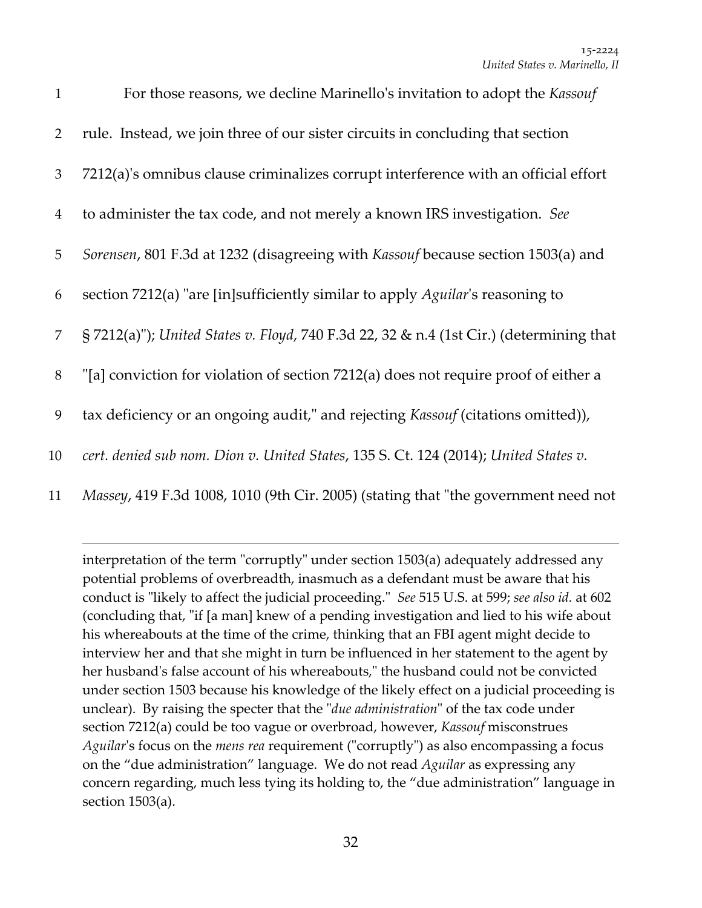For those reasons, we decline Marinello's invitation to adopt the *Kassouf* rule. Instead, we join three of our sister circuits in concluding that section 7212(a)'s omnibus clause criminalizes corrupt interference with an official effort to administer the tax code, and not merely a known IRS investigation. *See Sorensen*, 801 F.3d at 1232 (disagreeing with *Kassouf* because section 1503(a) and section 7212(a) "are [in]sufficiently similar to apply *Aguilar*'s reasoning to § 7212(a)"); *United States v. Floyd*, 740 F.3d 22, 32 & n.4 (1st Cir.) (determining that "[a] conviction for violation of section 7212(a) does not require proof of either a tax deficiency or an ongoing audit," and rejecting *Kassouf* (citations omitted)), *cert. denied sub nom. Dion v. United States*, 135 S. Ct. 124 (2014); *United States v. Massey*, 419 F.3d 1008, 1010 (9th Cir. 2005) (stating that "the government need not

---

interpretation of the term "corruptly" under section 1503(a) adequately addressed any potential problems of overbreadth, inasmuch as a defendant must be aware that his conduct is "likely to affect the judicial proceeding." *See* 515 U.S. at 599; *see also id.* at 602 (concluding that, "if [a man] knew of a pending investigation and lied to his wife about his whereabouts at the time of the crime, thinking that an FBI agent might decide to interview her and that she might in turn be influenced in her statement to the agent by her husband's false account of his whereabouts," the husband could not be convicted under section 1503 because his knowledge of the likely effect on a judicial proceeding is unclear). By raising the specter that the "*due administration*" of the tax code under section 7212(a) could be too vague or overbroad, however, *Kassouf* misconstrues *Aguilar*'s focus on the *mens rea* requirement ("corruptly") as also encompassing a focus on the "due administration" language. We do not read *Aguilar* as expressing any concern regarding, much less tying its holding to, the "due administration" language in section 1503(a).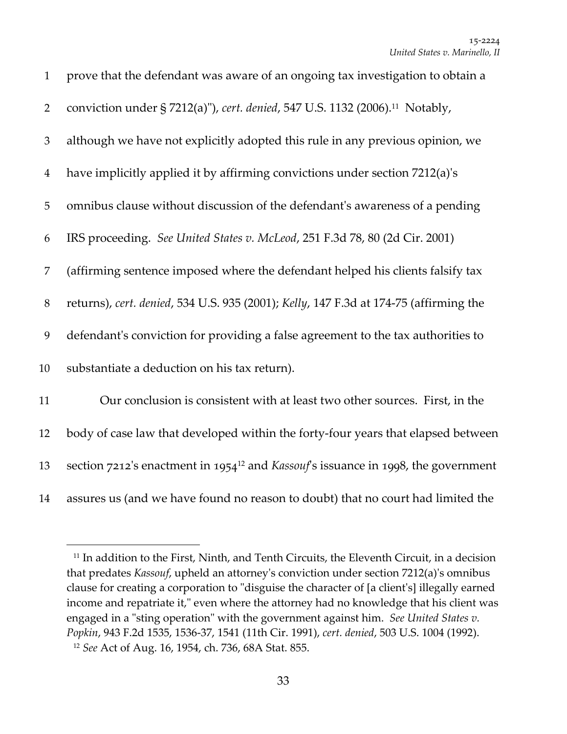prove that the defendant was aware of an ongoing tax investigation to obtain a conviction under § 7212(a)"), *cert. denied*, 547 U.S. 1132 (2006).[11] Notably, although we have not explicitly adopted this rule in any previous opinion, we have implicitly applied it by affirming convictions under section 7212(a)'s omnibus clause without discussion of the defendant's awareness of a pending IRS proceeding. *See United States v. McLeod*, 251 F.3d 78, 80 (2d Cir. 2001) (affirming sentence imposed where the defendant helped his clients falsify tax returns), *cert. denied*, 534 U.S. 935 (2001); *Kelly*, 147 F.3d at 174-75 (affirming the defendant's conviction for providing a false agreement to the tax authorities to substantiate a deduction on his tax return).

Our conclusion is consistent with at least two other sources. First, in the body of case law that developed within the forty-four years that elapsed between section 7212's enactment in 1954[12] and *Kassouf*'s issuance in 1998, the government assures us (and we have found no reason to doubt) that no court had limited the

---

[11] In addition to the First, Ninth, and Tenth Circuits, the Eleventh Circuit, in a decision that predates *Kassouf*, upheld an attorney's conviction under section 7212(a)'s omnibus clause for creating a corporation to "disguise the character of [a client's] illegally earned income and repatriate it," even where the attorney had no knowledge that his client was engaged in a "sting operation" with the government against him. *See United States v. Popkin*, 943 F.2d 1535, 1536-37, 1541 (11th Cir. 1991), *cert. denied*, 503 U.S. 1004 (1992).

[12] *See* Act of Aug. 16, 1954, ch. 736, 68A Stat. 855.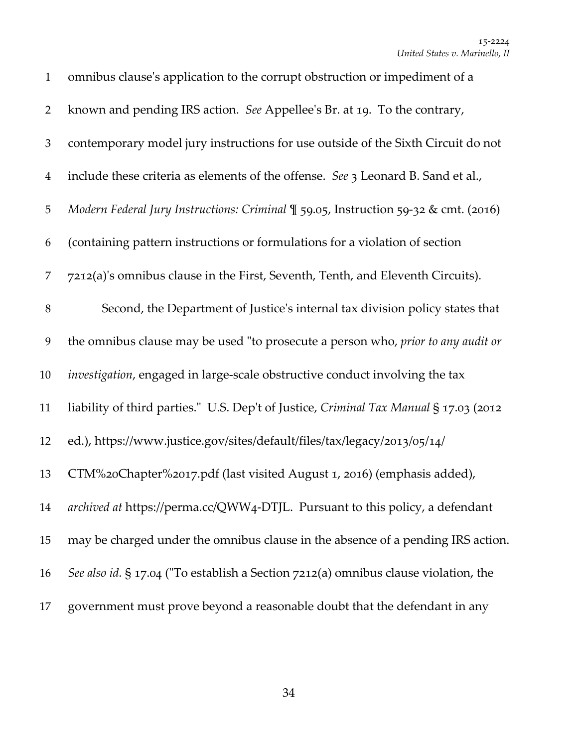omnibus clause's application to the corrupt obstruction or impediment of a known and pending IRS action. *See* Appellee's Br. at 19. To the contrary, contemporary model jury instructions for use outside of the Sixth Circuit do not include these criteria as elements of the offense. *See* 3 Leonard B. Sand et al., *Modern Federal Jury Instructions: Criminal* ¶ 59.05, Instruction 59-32 & cmt. (2016) (containing pattern instructions or formulations for a violation of section 7212(a)'s omnibus clause in the First, Seventh, Tenth, and Eleventh Circuits).

Second, the Department of Justice's internal tax division policy states that the omnibus clause may be used "to prosecute a person who, *prior to any audit or investigation*, engaged in large-scale obstructive conduct involving the tax liability of third parties." U.S. Dep't of Justice, *Criminal Tax Manual* § 17.03 (2012 ed.), https://www.justice.gov/sites/default/files/tax/legacy/2013/05/14/CTM%20Chapter%2017.pdf (last visited August 1, 2016) (emphasis added), *archived at* https://perma.cc/QWW4-DTJL. Pursuant to this policy, a defendant may be charged under the omnibus clause in the absence of a pending IRS action. *See also id.* § 17.04 ("To establish a Section 7212(a) omnibus clause violation, the government must prove beyond a reasonable doubt that the defendant in any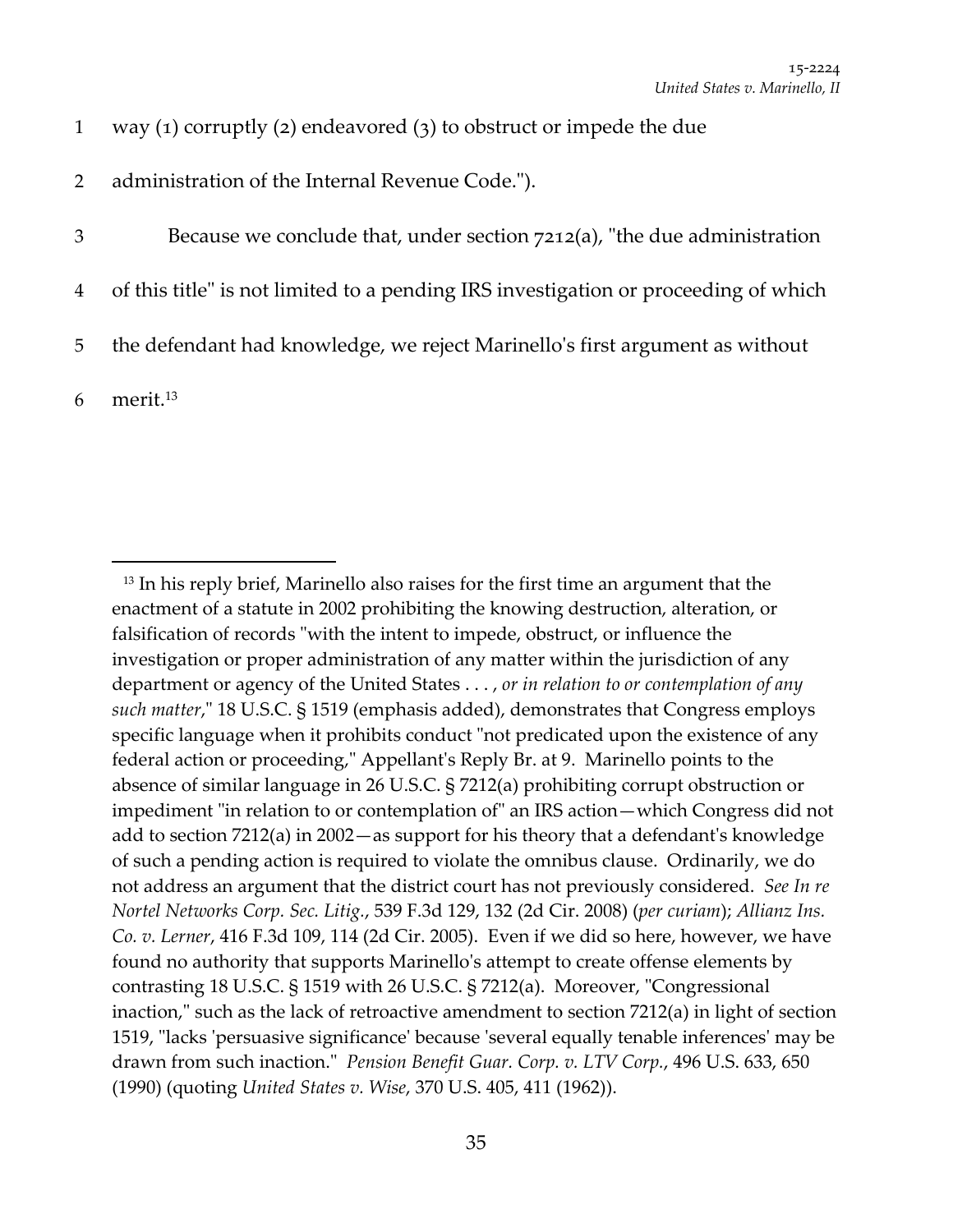way (1) corruptly (2) endeavored (3) to obstruct or impede the due administration of the Internal Revenue Code.").

Because we conclude that, under section 7212(a), "the due administration of this title" is not limited to a pending IRS investigation or proceeding of which the defendant had knowledge, we reject Marinello's first argument as without merit.[13]

---

[13] In his reply brief, Marinello also raises for the first time an argument that the enactment of a statute in 2002 prohibiting the knowing destruction, alteration, or falsification of records "with the intent to impede, obstruct, or influence the investigation or proper administration of any matter within the jurisdiction of any department or agency of the United States . . . , *or in relation to or contemplation of any such matter*," 18 U.S.C. § 1519 (emphasis added), demonstrates that Congress employs specific language when it prohibits conduct "not predicated upon the existence of any federal action or proceeding," Appellant's Reply Br. at 9. Marinello points to the absence of similar language in 26 U.S.C. § 7212(a) prohibiting corrupt obstruction or impediment "in relation to or contemplation of" an IRS action—which Congress did not add to section 7212(a) in 2002—as support for his theory that a defendant's knowledge of such a pending action is required to violate the omnibus clause. Ordinarily, we do not address an argument that the district court has not previously considered. *See In re Nortel Networks Corp. Sec. Litig.*, 539 F.3d 129, 132 (2d Cir. 2008) (*per curiam*); *Allianz Ins. Co. v. Lerner*, 416 F.3d 109, 114 (2d Cir. 2005). Even if we did so here, however, we have found no authority that supports Marinello's attempt to create offense elements by contrasting 18 U.S.C. § 1519 with 26 U.S.C. § 7212(a). Moreover, "Congressional inaction," such as the lack of retroactive amendment to section 7212(a) in light of section 1519, "lacks 'persuasive significance' because 'several equally tenable inferences' may be drawn from such inaction." *Pension Benefit Guar. Corp. v. LTV Corp.*, 496 U.S. 633, 650 (1990) (quoting *United States v. Wise*, 370 U.S. 405, 411 (1962)).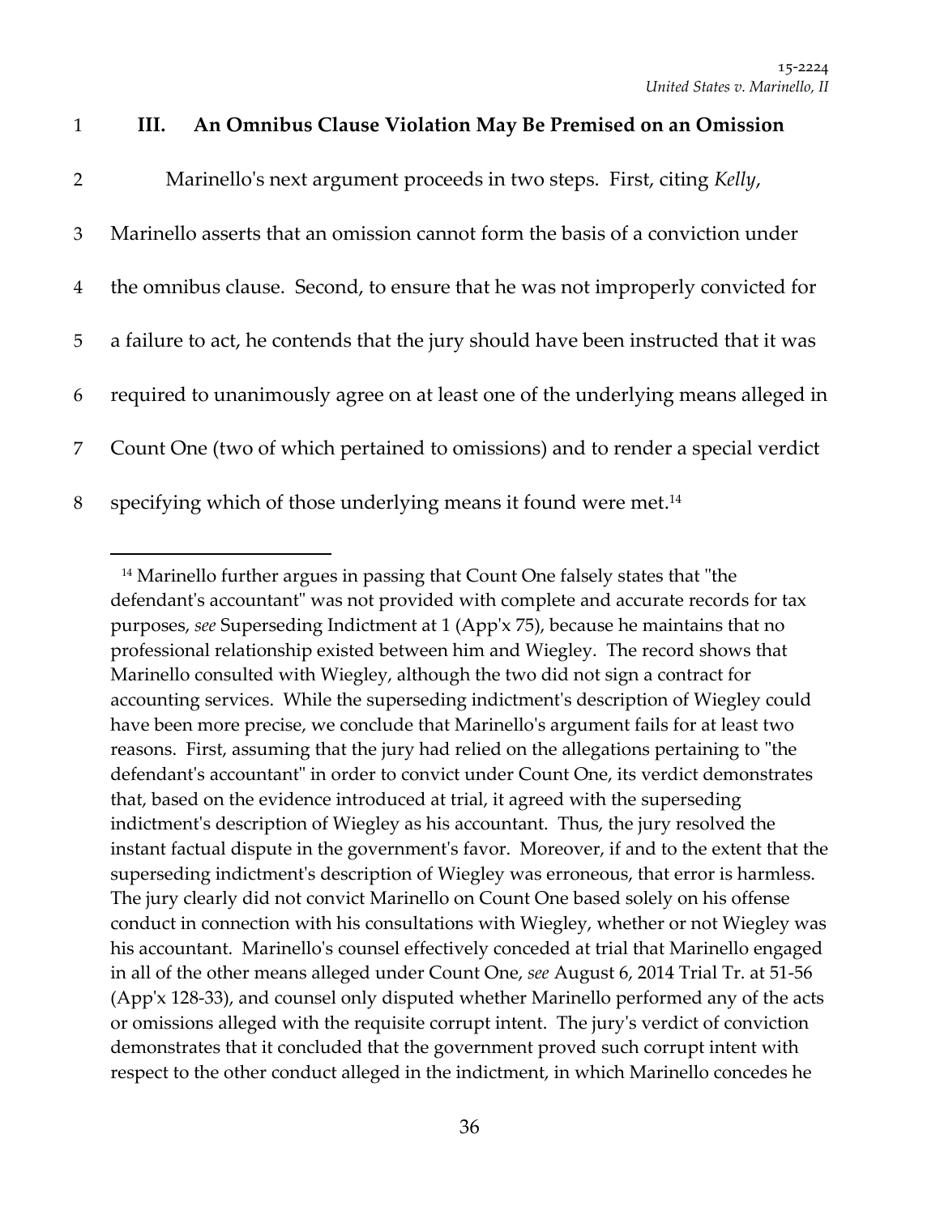## III. An Omnibus Clause Violation May Be Premised on an Omission

Marinello's next argument proceeds in two steps. First, citing *Kelly*, Marinello asserts that an omission cannot form the basis of a conviction under the omnibus clause. Second, to ensure that he was not improperly convicted for a failure to act, he contends that the jury should have been instructed that it was required to unanimously agree on at least one of the underlying means alleged in Count One (two of which pertained to omissions) and to render a special verdict specifying which of those underlying means it found were met.[14]

---

[14] Marinello further argues in passing that Count One falsely states that "the defendant's accountant" was not provided with complete and accurate records for tax purposes, *see* Superseding Indictment at 1 (App'x 75), because he maintains that no professional relationship existed between him and Wiegley. The record shows that Marinello consulted with Wiegley, although the two did not sign a contract for accounting services. While the superseding indictment's description of Wiegley could have been more precise, we conclude that Marinello's argument fails for at least two reasons. First, assuming that the jury had relied on the allegations pertaining to "the defendant's accountant" in order to convict under Count One, its verdict demonstrates that, based on the evidence introduced at trial, it agreed with the superseding indictment's description of Wiegley as his accountant. Thus, the jury resolved the instant factual dispute in the government's favor. Moreover, if and to the extent that the superseding indictment's description of Wiegley was erroneous, that error is harmless. The jury clearly did not convict Marinello on Count One based solely on his offense conduct in connection with his consultations with Wiegley, whether or not Wiegley was his accountant. Marinello's counsel effectively conceded at trial that Marinello engaged in all of the other means alleged under Count One, *see* August 6, 2014 Trial Tr. at 51-56 (App'x 128-33), and counsel only disputed whether Marinello performed any of the acts or omissions alleged with the requisite corrupt intent. The jury's verdict of conviction demonstrates that it concluded that the government proved such corrupt intent with respect to the other conduct alleged in the indictment, in which Marinello concedes he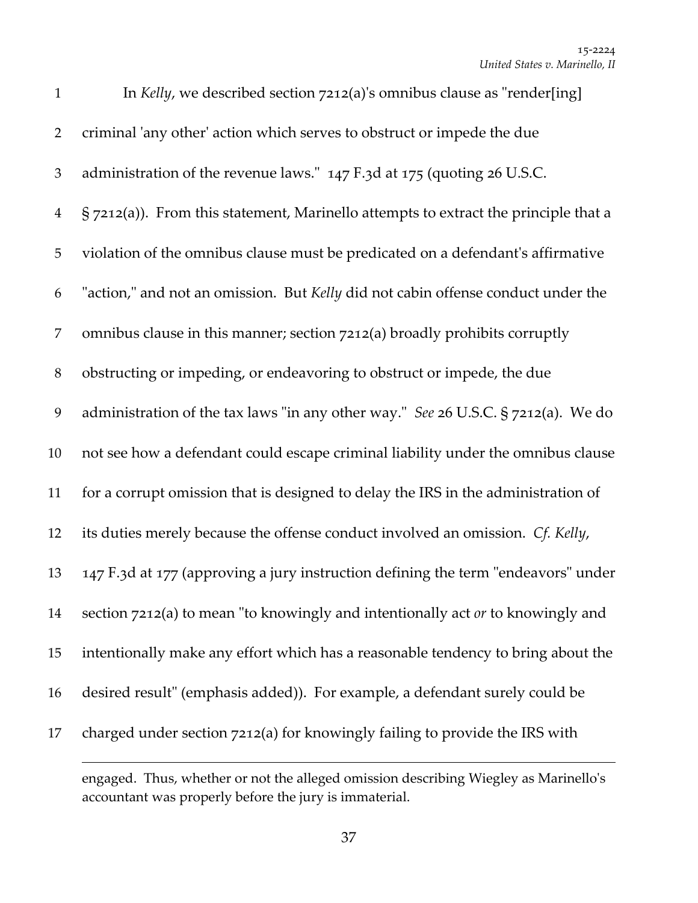In *Kelly*, we described section 7212(a)'s omnibus clause as "render[ing] criminal 'any other' action which serves to obstruct or impede the due administration of the revenue laws." 147 F.3d at 175 (quoting 26 U.S.C. § 7212(a)). From this statement, Marinello attempts to extract the principle that a violation of the omnibus clause must be predicated on a defendant's affirmative "action," and not an omission. But *Kelly* did not cabin offense conduct under the omnibus clause in this manner; section 7212(a) broadly prohibits corruptly obstructing or impeding, or endeavoring to obstruct or impede, the due administration of the tax laws "in any other way." *See* 26 U.S.C. § 7212(a). We do not see how a defendant could escape criminal liability under the omnibus clause for a corrupt omission that is designed to delay the IRS in the administration of its duties merely because the offense conduct involved an omission. *Cf. Kelly*, 147 F.3d at 177 (approving a jury instruction defining the term "endeavors" under section 7212(a) to mean "to knowingly and intentionally act *or* to knowingly and intentionally make any effort which has a reasonable tendency to bring about the desired result" (emphasis added)). For example, a defendant surely could be charged under section 7212(a) for knowingly failing to provide the IRS with

---

engaged. Thus, whether or not the alleged omission describing Wiegley as Marinello's accountant was properly before the jury is immaterial.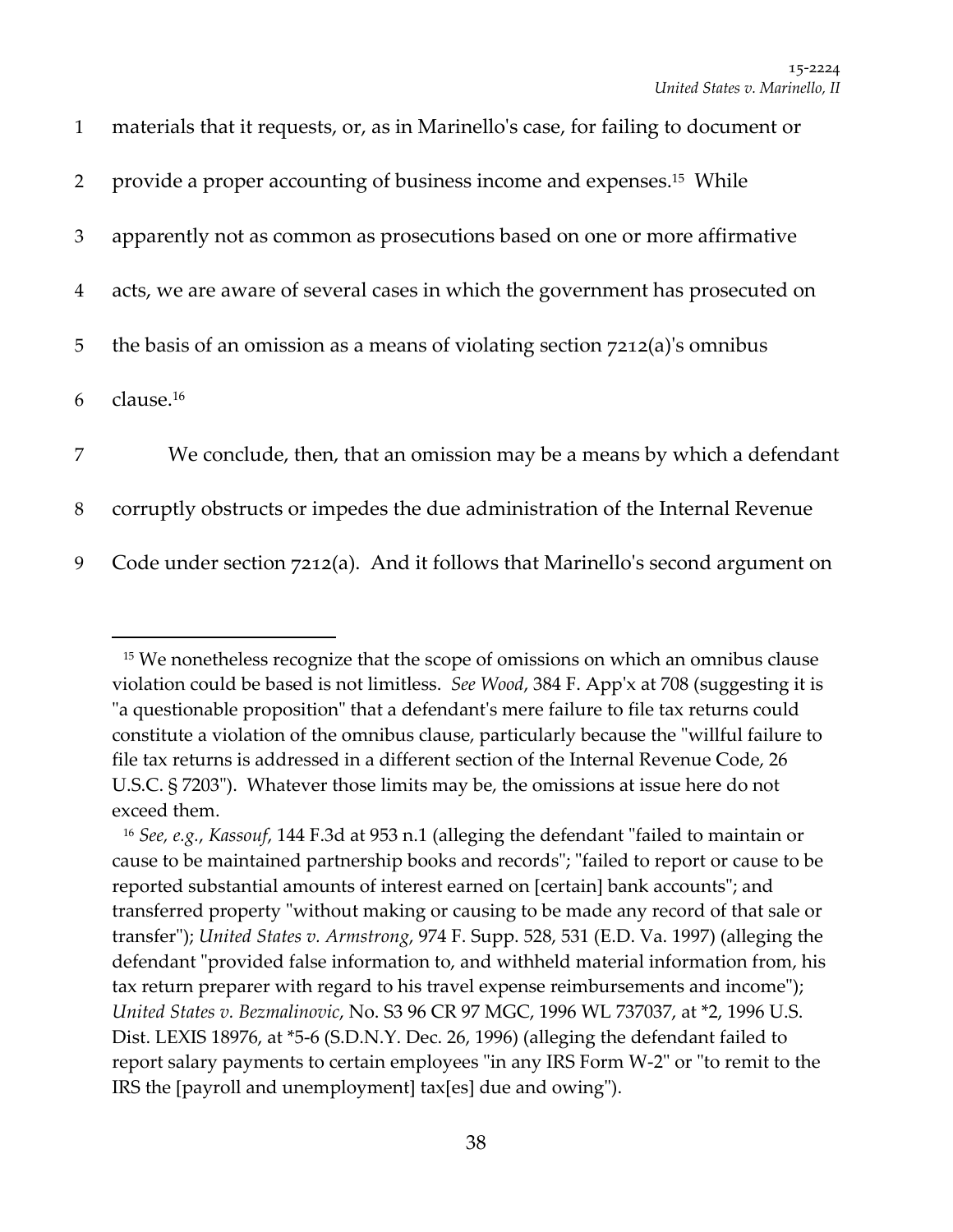materials that it requests, or, as in Marinello's case, for failing to document or provide a proper accounting of business income and expenses.[15] While apparently not as common as prosecutions based on one or more affirmative acts, we are aware of several cases in which the government has prosecuted on the basis of an omission as a means of violating section 7212(a)'s omnibus clause.[16]

We conclude, then, that an omission may be a means by which a defendant corruptly obstructs or impedes the due administration of the Internal Revenue Code under section 7212(a). And it follows that Marinello's second argument on

---

[15] We nonetheless recognize that the scope of omissions on which an omnibus clause violation could be based is not limitless. *See Wood*, 384 F. App'x at 708 (suggesting it is "a questionable proposition" that a defendant's mere failure to file tax returns could constitute a violation of the omnibus clause, particularly because the "willful failure to file tax returns is addressed in a different section of the Internal Revenue Code, 26 U.S.C. § 7203"). Whatever those limits may be, the omissions at issue here do not exceed them.

[16] *See, e.g.*, *Kassouf*, 144 F.3d at 953 n.1 (alleging the defendant "failed to maintain or cause to be maintained partnership books and records"; "failed to report or cause to be reported substantial amounts of interest earned on [certain] bank accounts"; and transferred property "without making or causing to be made any record of that sale or transfer"); *United States v. Armstrong*, 974 F. Supp. 528, 531 (E.D. Va. 1997) (alleging the defendant "provided false information to, and withheld material information from, his tax return preparer with regard to his travel expense reimbursements and income"); *United States v. Bezmalinovic*, No. S3 96 CR 97 MGC, 1996 WL 737037, at *2, 1996 U.S. Dist. LEXIS 18976, at *5-6 (S.D.N.Y. Dec. 26, 1996) (alleging the defendant failed to report salary payments to certain employees "in any IRS Form W-2" or "to remit to the IRS the [payroll and unemployment] tax[es] due and owing").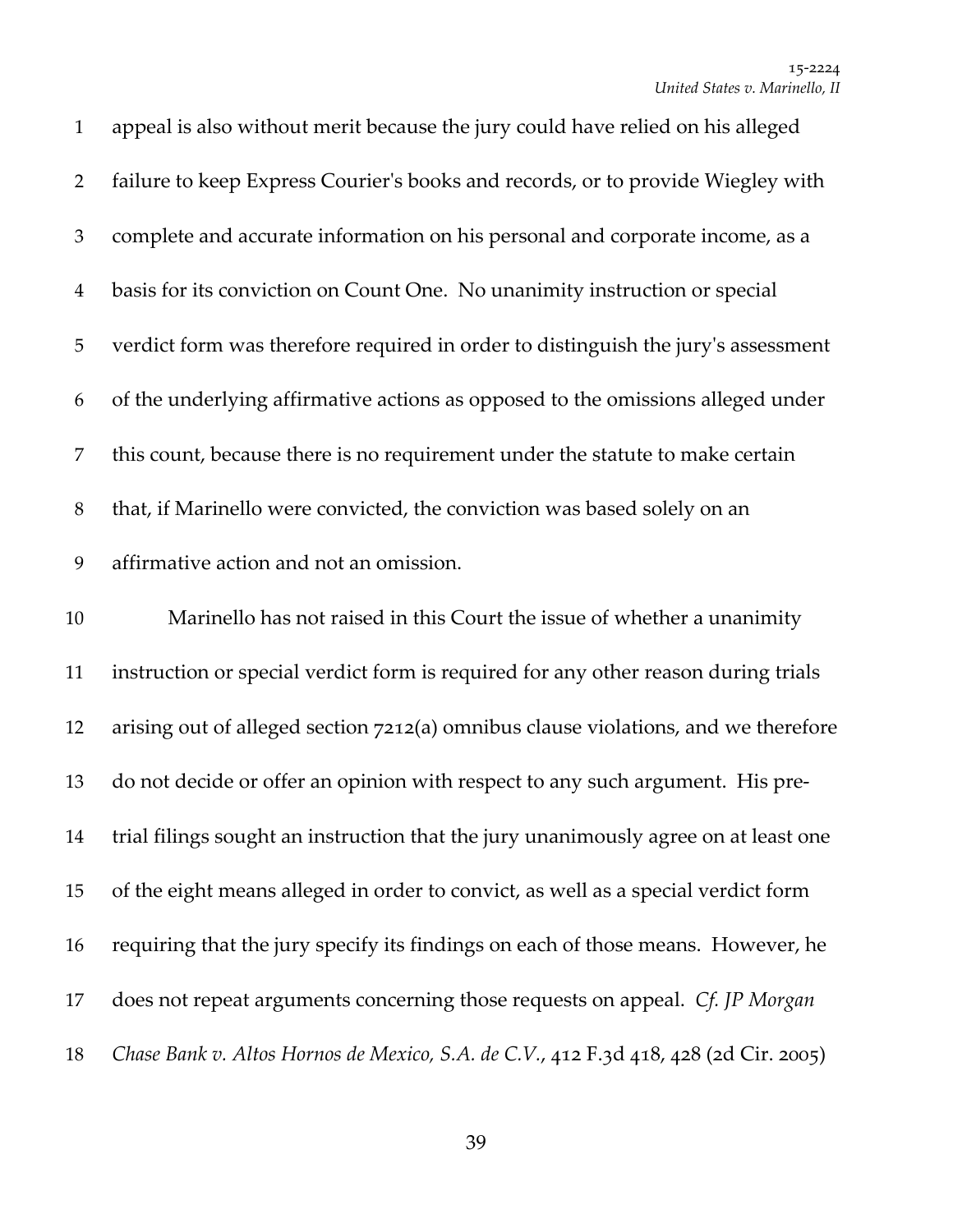appeal is also without merit because the jury could have relied on his alleged failure to keep Express Courier's books and records, or to provide Wiegley with complete and accurate information on his personal and corporate income, as a basis for its conviction on Count One. No unanimity instruction or special verdict form was therefore required in order to distinguish the jury's assessment of the underlying affirmative actions as opposed to the omissions alleged under this count, because there is no requirement under the statute to make certain that, if Marinello were convicted, the conviction was based solely on an affirmative action and not an omission.

Marinello has not raised in this Court the issue of whether a unanimity instruction or special verdict form is required for any other reason during trials arising out of alleged section 7212(a) omnibus clause violations, and we therefore do not decide or offer an opinion with respect to any such argument. His pre-trial filings sought an instruction that the jury unanimously agree on at least one of the eight means alleged in order to convict, as well as a special verdict form requiring that the jury specify its findings on each of those means. However, he does not repeat arguments concerning those requests on appeal. *Cf. JP Morgan Chase Bank v. Altos Hornos de Mexico, S.A. de C.V.*, 412 F.3d 418, 428 (2d Cir. 2005)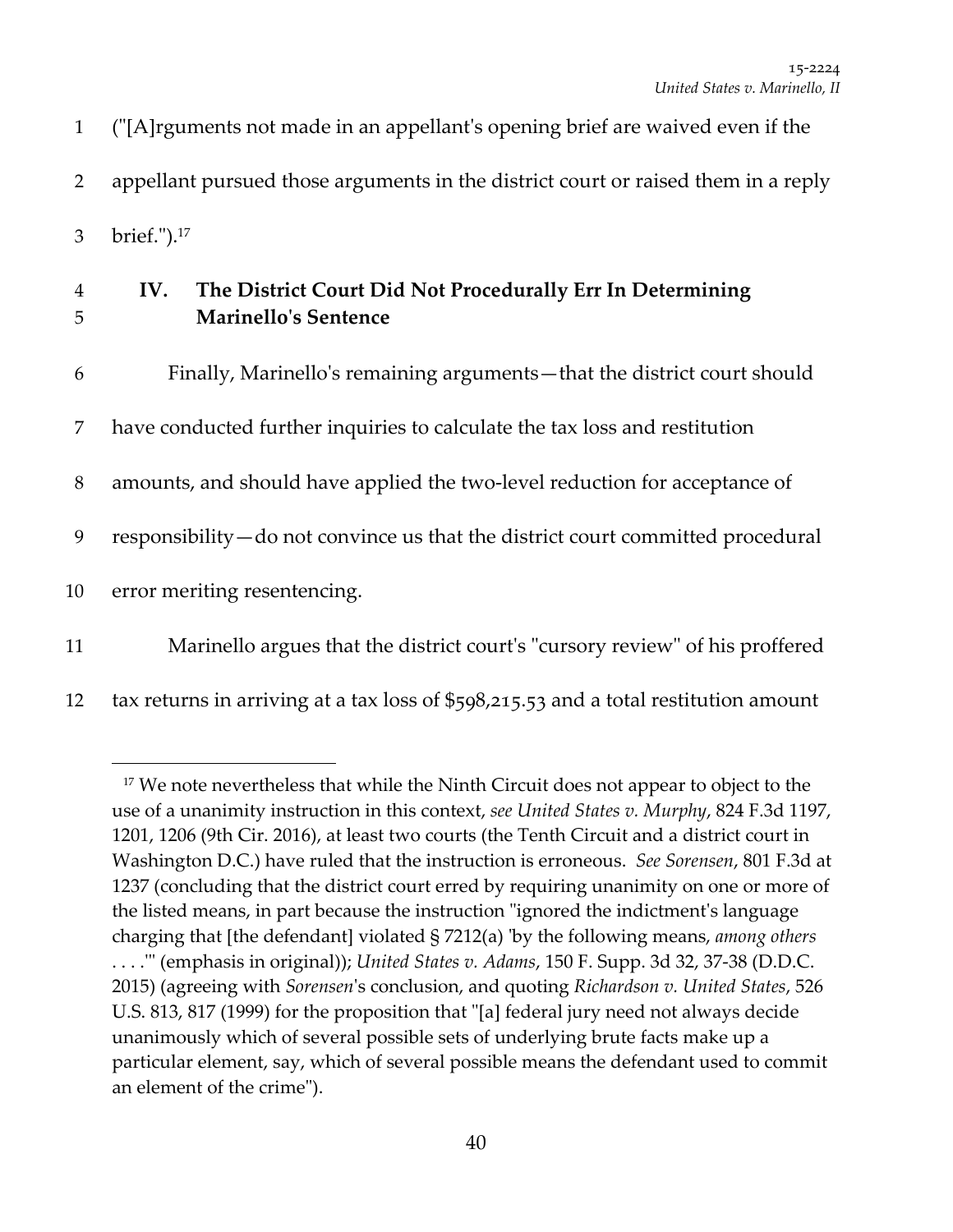("[A]rguments not made in an appellant's opening brief are waived even if the appellant pursued those arguments in the district court or raised them in a reply brief.").[17]

## IV. The District Court Did Not Procedurally Err In Determining Marinello's Sentence

Finally, Marinello's remaining arguments—that the district court should have conducted further inquiries to calculate the tax loss and restitution amounts, and should have applied the two-level reduction for acceptance of responsibility—do not convince us that the district court committed procedural error meriting resentencing.

Marinello argues that the district court's "cursory review" of his proffered tax returns in arriving at a tax loss of $598,215.53 and a total restitution amount

---

[17] We note nevertheless that while the Ninth Circuit does not appear to object to the use of a unanimity instruction in this context, *see United States v. Murphy*, 824 F.3d 1197, 1201, 1206 (9th Cir. 2016), at least two courts (the Tenth Circuit and a district court in Washington D.C.) have ruled that the instruction is erroneous. *See Sorensen*, 801 F.3d at 1237 (concluding that the district court erred by requiring unanimity on one or more of the listed means, in part because the instruction "ignored the indictment's language charging that [the defendant] violated § 7212(a) 'by the following means, *among others* . . . .'" (emphasis in original)); *United States v. Adams*, 150 F. Supp. 3d 32, 37-38 (D.D.C. 2015) (agreeing with *Sorensen*'s conclusion, and quoting *Richardson v. United States*, 526 U.S. 813, 817 (1999) for the proposition that "[a] federal jury need not always decide unanimously which of several possible sets of underlying brute facts make up a particular element, say, which of several possible means the defendant used to commit an element of the crime").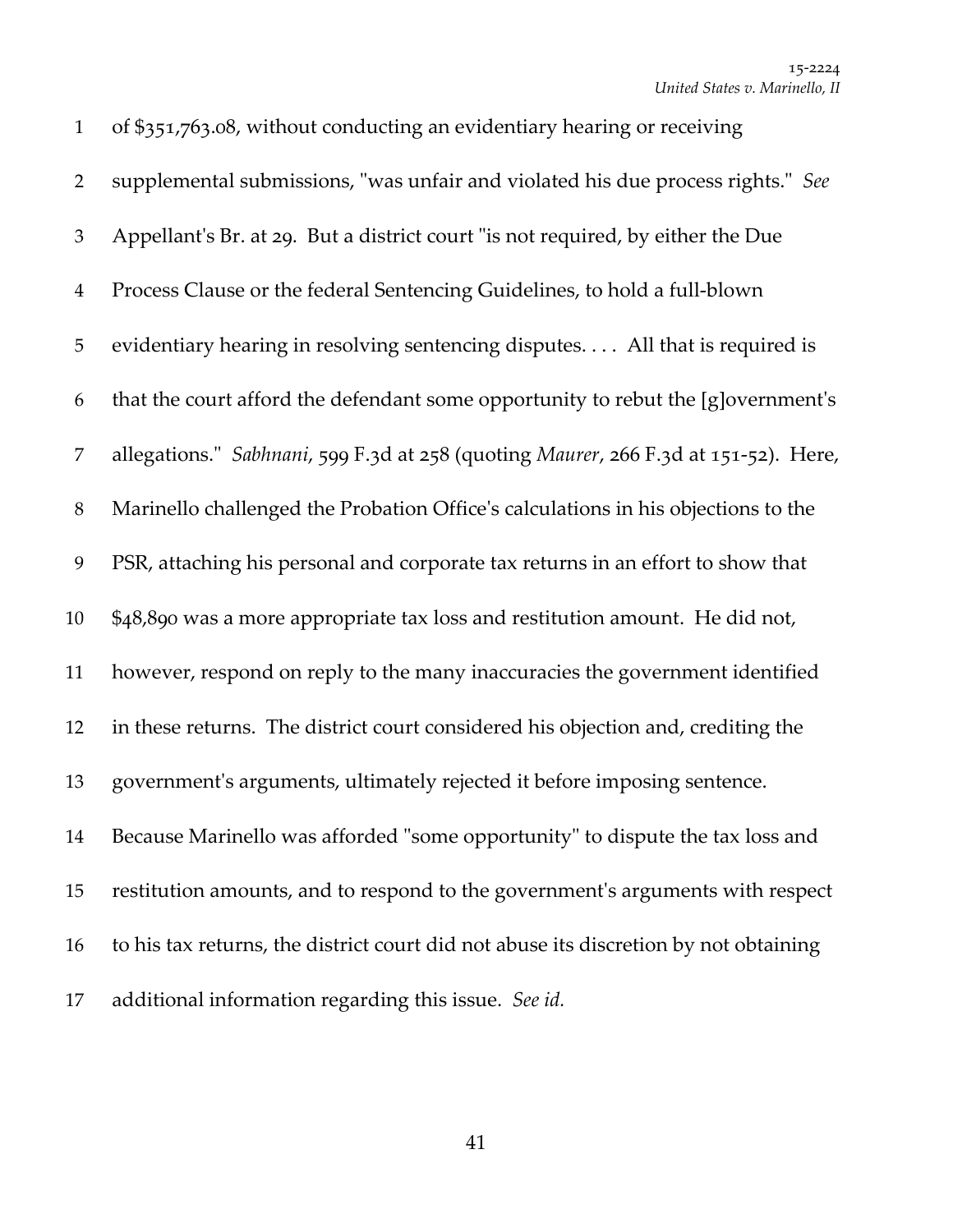of $351,763.08, without conducting an evidentiary hearing or receiving supplemental submissions, "was unfair and violated his due process rights." *See* Appellant's Br. at 29. But a district court "is not required, by either the Due Process Clause or the federal Sentencing Guidelines, to hold a full-blown evidentiary hearing in resolving sentencing disputes. . . . All that is required is that the court afford the defendant some opportunity to rebut the [g]overnment's allegations." *Sabhnani*, 599 F.3d at 258 (quoting *Maurer*, 266 F.3d at 151-52). Here, Marinello challenged the Probation Office's calculations in his objections to the PSR, attaching his personal and corporate tax returns in an effort to show that $48,890 was a more appropriate tax loss and restitution amount. He did not, however, respond on reply to the many inaccuracies the government identified in these returns. The district court considered his objection and, crediting the government's arguments, ultimately rejected it before imposing sentence. Because Marinello was afforded "some opportunity" to dispute the tax loss and restitution amounts, and to respond to the government's arguments with respect to his tax returns, the district court did not abuse its discretion by not obtaining additional information regarding this issue. *See id.*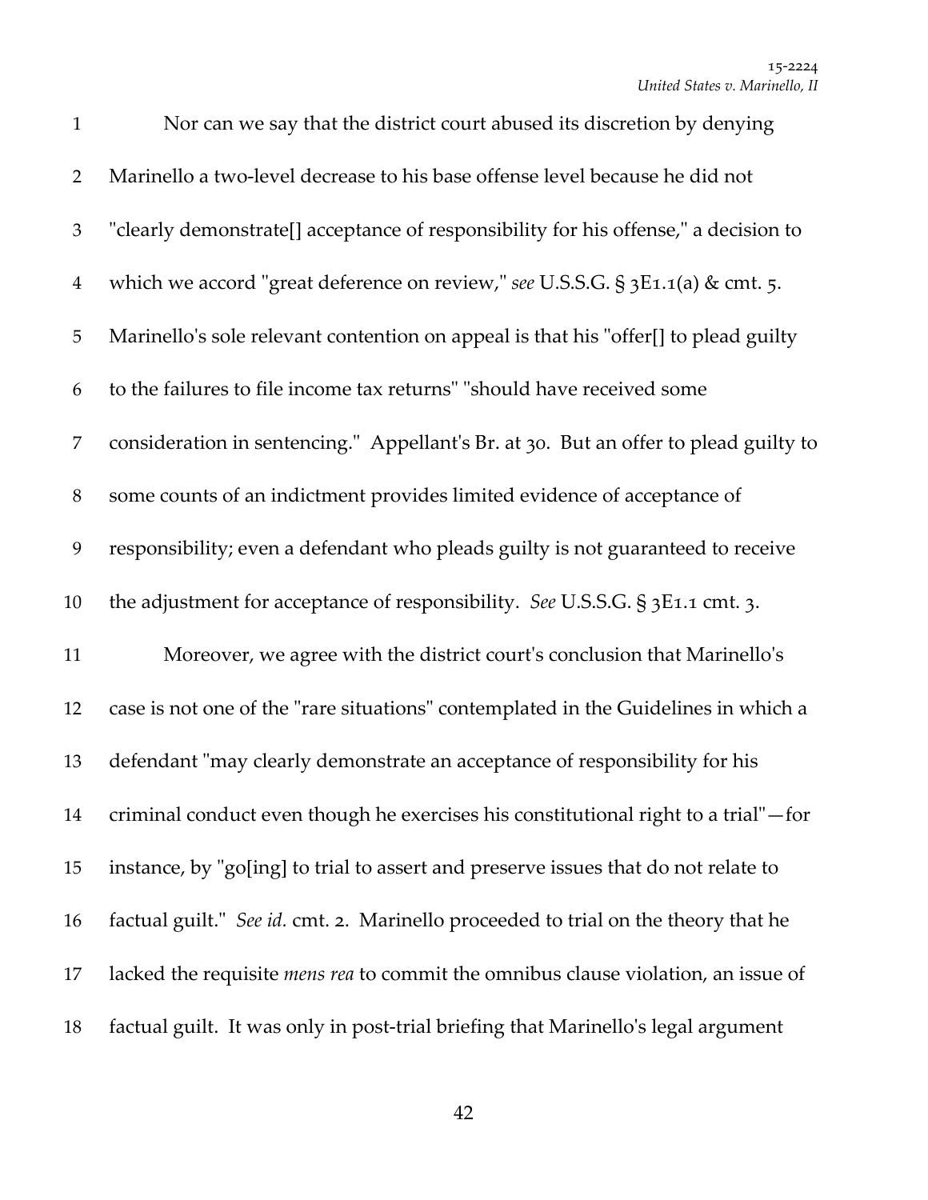Nor can we say that the district court abused its discretion by denying Marinello a two-level decrease to his base offense level because he did not "clearly demonstrate[] acceptance of responsibility for his offense," a decision to which we accord "great deference on review," *see* U.S.S.G. § 3E1.1(a) & cmt. 5. Marinello's sole relevant contention on appeal is that his "offer[] to plead guilty to the failures to file income tax returns" "should have received some consideration in sentencing." Appellant's Br. at 30. But an offer to plead guilty to some counts of an indictment provides limited evidence of acceptance of responsibility; even a defendant who pleads guilty is not guaranteed to receive the adjustment for acceptance of responsibility. *See* U.S.S.G. § 3E1.1 cmt. 3.

Moreover, we agree with the district court's conclusion that Marinello's case is not one of the "rare situations" contemplated in the Guidelines in which a defendant "may clearly demonstrate an acceptance of responsibility for his criminal conduct even though he exercises his constitutional right to a trial"—for instance, by "go[ing] to trial to assert and preserve issues that do not relate to factual guilt." *See id.* cmt. 2. Marinello proceeded to trial on the theory that he lacked the requisite *mens rea* to commit the omnibus clause violation, an issue of factual guilt. It was only in post-trial briefing that Marinello's legal argument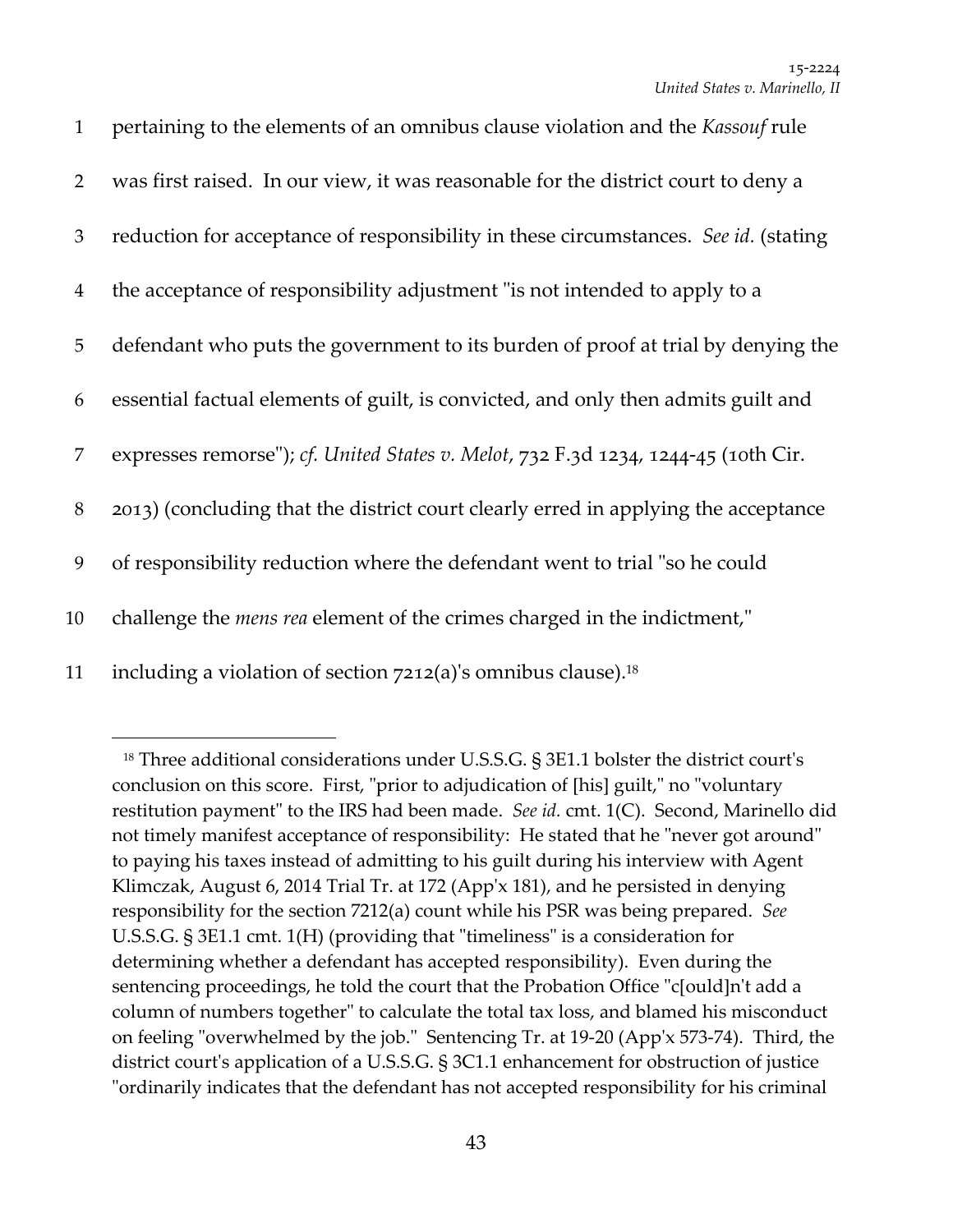pertaining to the elements of an omnibus clause violation and the *Kassouf* rule was first raised. In our view, it was reasonable for the district court to deny a reduction for acceptance of responsibility in these circumstances. *See id.* (stating the acceptance of responsibility adjustment "is not intended to apply to a defendant who puts the government to its burden of proof at trial by denying the essential factual elements of guilt, is convicted, and only then admits guilt and expresses remorse"); *cf. United States v. Melot*, 732 F.3d 1234, 1244-45 (10th Cir. 2013) (concluding that the district court clearly erred in applying the acceptance of responsibility reduction where the defendant went to trial "so he could challenge the *mens rea* element of the crimes charged in the indictment," including a violation of section 7212(a)'s omnibus clause).[18]

---

[18] Three additional considerations under U.S.S.G. § 3E1.1 bolster the district court's conclusion on this score. First, "prior to adjudication of [his] guilt," no "voluntary restitution payment" to the IRS had been made. *See id.* cmt. 1(C). Second, Marinello did not timely manifest acceptance of responsibility: He stated that he "never got around" to paying his taxes instead of admitting to his guilt during his interview with Agent Klimczak, August 6, 2014 Trial Tr. at 172 (App'x 181), and he persisted in denying responsibility for the section 7212(a) count while his PSR was being prepared. *See* U.S.S.G. § 3E1.1 cmt. 1(H) (providing that "timeliness" is a consideration for determining whether a defendant has accepted responsibility). Even during the sentencing proceedings, he told the court that the Probation Office "c[ould]n't add a column of numbers together" to calculate the total tax loss, and blamed his misconduct on feeling "overwhelmed by the job." Sentencing Tr. at 19-20 (App'x 573-74). Third, the district court's application of a U.S.S.G. § 3C1.1 enhancement for obstruction of justice "ordinarily indicates that the defendant has not accepted responsibility for his criminal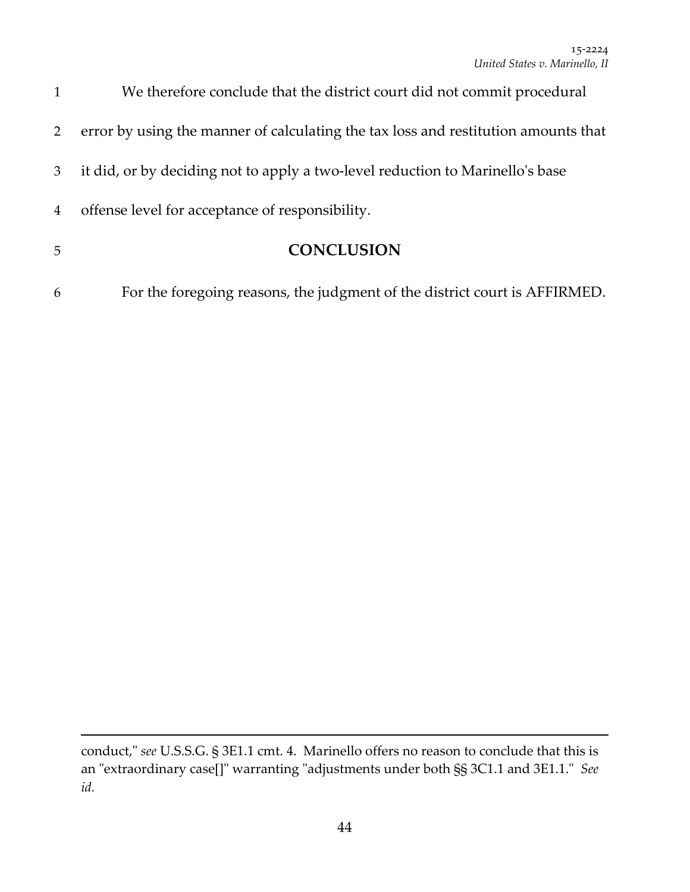We therefore conclude that the district court did not commit procedural error by using the manner of calculating the tax loss and restitution amounts that it did, or by deciding not to apply a two-level reduction to Marinello's base offense level for acceptance of responsibility.

## CONCLUSION

For the foregoing reasons, the judgment of the district court is AFFIRMED.

---

conduct," *see* U.S.S.G. § 3E1.1 cmt. 4. Marinello offers no reason to conclude that this is an "extraordinary case[]" warranting "adjustments under both §§ 3C1.1 and 3E1.1." *See id.*